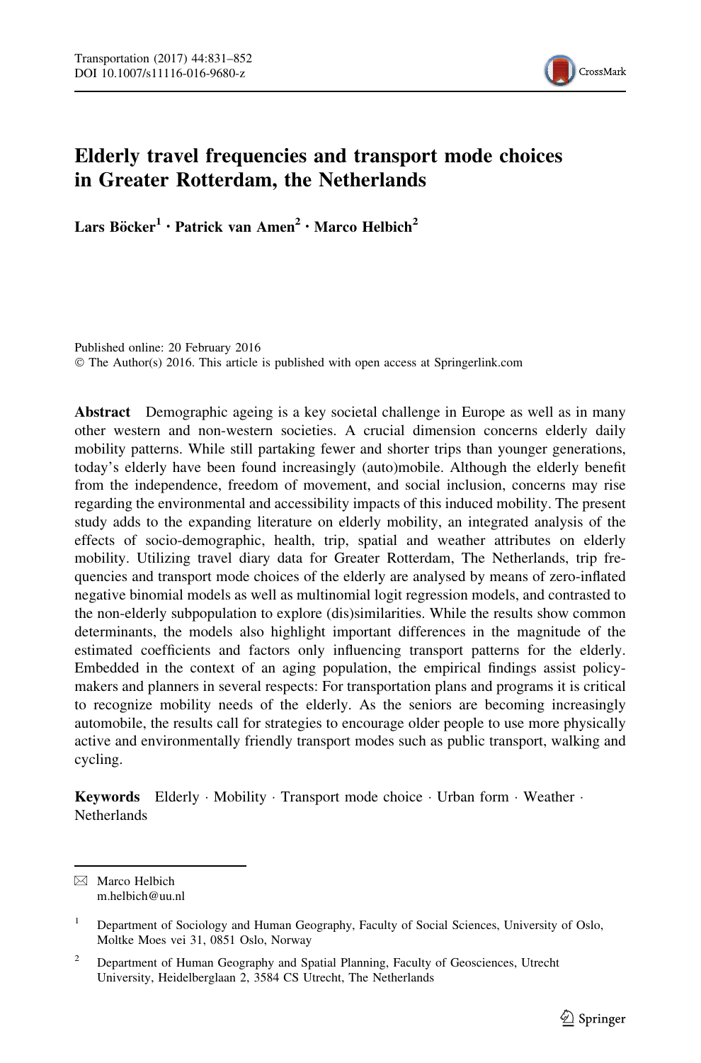# Elderly travel frequencies and transport mode choices in Greater Rotterdam, the Netherlands

**Lars Böcker[1] · Patrick van Amen[2] · Marco Helbich[2]**

Published online: 20 February 2016
© The Author(s) 2016. This article is published with open access at Springerlink.com

**Abstract** Demographic ageing is a key societal challenge in Europe as well as in many other western and non-western societies. A crucial dimension concerns elderly daily mobility patterns. While still partaking fewer and shorter trips than younger generations, today's elderly have been found increasingly (auto)mobile. Although the elderly benefit from the independence, freedom of movement, and social inclusion, concerns may rise regarding the environmental and accessibility impacts of this induced mobility. The present study adds to the expanding literature on elderly mobility, an integrated analysis of the effects of socio-demographic, health, trip, spatial and weather attributes on elderly mobility. Utilizing travel diary data for Greater Rotterdam, The Netherlands, trip frequencies and transport mode choices of the elderly are analysed by means of zero-inflated negative binomial models as well as multinomial logit regression models, and contrasted to the non-elderly subpopulation to explore (dis)similarities. While the results show common determinants, the models also highlight important differences in the magnitude of the estimated coefficients and factors only influencing transport patterns for the elderly. Embedded in the context of an aging population, the empirical findings assist policy-makers and planners in several respects: For transportation plans and programs it is critical to recognize mobility needs of the elderly. As the seniors are becoming increasingly automobile, the results call for strategies to encourage older people to use more physically active and environmentally friendly transport modes such as public transport, walking and cycling.

**Keywords** Elderly · Mobility · Transport mode choice · Urban form · Weather · Netherlands

---

✉ Marco Helbich
m.helbich@uu.nl

[1] Department of Sociology and Human Geography, Faculty of Social Sciences, University of Oslo, Moltke Moes vei 31, 0851 Oslo, Norway

[2] Department of Human Geography and Spatial Planning, Faculty of Geosciences, Utrecht University, Heidelberglaan 2, 3584 CS Utrecht, The Netherlands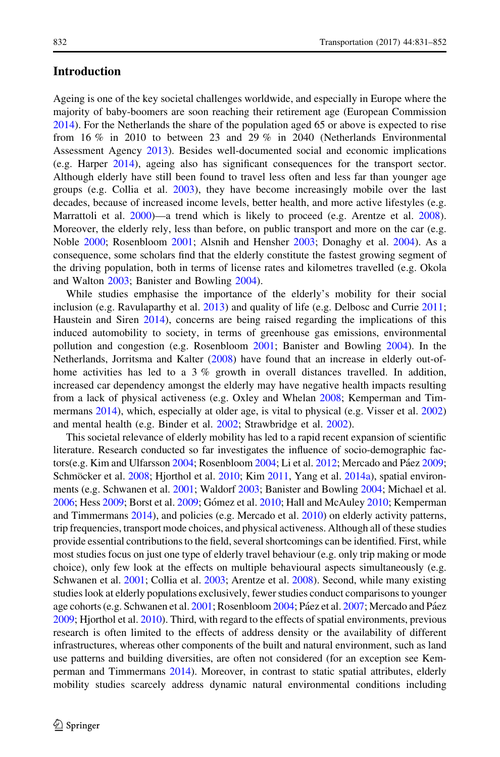## Introduction

Ageing is one of the key societal challenges worldwide, and especially in Europe where the majority of baby-boomers are soon reaching their retirement age (European Commission 2014). For the Netherlands the share of the population aged 65 or above is expected to rise from 16 % in 2010 to between 23 and 29 % in 2040 (Netherlands Environmental Assessment Agency 2013). Besides well-documented social and economic implications (e.g. Harper 2014), ageing also has significant consequences for the transport sector. Although elderly have still been found to travel less often and less far than younger age groups (e.g. Collia et al. 2003), they have become increasingly mobile over the last decades, because of increased income levels, better health, and more active lifestyles (e.g. Marrattoli et al. 2000)—a trend which is likely to proceed (e.g. Arentze et al. 2008). Moreover, the elderly rely, less than before, on public transport and more on the car (e.g. Noble 2000; Rosenbloom 2001; Alsnih and Hensher 2003; Donaghy et al. 2004). As a consequence, some scholars find that the elderly constitute the fastest growing segment of the driving population, both in terms of license rates and kilometres travelled (e.g. Okola and Walton 2003; Banister and Bowling 2004).

While studies emphasise the importance of the elderly's mobility for their social inclusion (e.g. Ravulaparthy et al. 2013) and quality of life (e.g. Delbosc and Currie 2011; Haustein and Siren 2014), concerns are being raised regarding the implications of this induced automobility to society, in terms of greenhouse gas emissions, environmental pollution and congestion (e.g. Rosenbloom 2001; Banister and Bowling 2004). In the Netherlands, Jorritsma and Kalter (2008) have found that an increase in elderly out-of-home activities has led to a 3 % growth in overall distances travelled. In addition, increased car dependency amongst the elderly may have negative health impacts resulting from a lack of physical activeness (e.g. Oxley and Whelan 2008; Kemperman and Timmermans 2014), which, especially at older age, is vital to physical (e.g. Visser et al. 2002) and mental health (e.g. Binder et al. 2002; Strawbridge et al. 2002).

This societal relevance of elderly mobility has led to a rapid recent expansion of scientific literature. Research conducted so far investigates the influence of socio-demographic factors(e.g. Kim and Ulfarsson 2004; Rosenbloom 2004; Li et al. 2012; Mercado and Páez 2009; Schmöcker et al. 2008; Hjorthol et al. 2010; Kim 2011, Yang et al. 2014a), spatial environments (e.g. Schwanen et al. 2001; Waldorf 2003; Banister and Bowling 2004; Michael et al. 2006; Hess 2009; Borst et al. 2009; Gómez et al. 2010; Hall and McAuley 2010; Kemperman and Timmermans 2014), and policies (e.g. Mercado et al. 2010) on elderly activity patterns, trip frequencies, transport mode choices, and physical activeness. Although all of these studies provide essential contributions to the field, several shortcomings can be identified. First, while most studies focus on just one type of elderly travel behaviour (e.g. only trip making or mode choice), only few look at the effects on multiple behavioural aspects simultaneously (e.g. Schwanen et al. 2001; Collia et al. 2003; Arentze et al. 2008). Second, while many existing studies look at elderly populations exclusively, fewer studies conduct comparisons to younger age cohorts (e.g. Schwanen et al. 2001; Rosenbloom 2004; Páez et al. 2007; Mercado and Páez 2009; Hjorthol et al. 2010). Third, with regard to the effects of spatial environments, previous research is often limited to the effects of address density or the availability of different infrastructures, whereas other components of the built and natural environment, such as land use patterns and building diversities, are often not considered (for an exception see Kemperman and Timmermans 2014). Moreover, in contrast to static spatial attributes, elderly mobility studies scarcely address dynamic natural environmental conditions including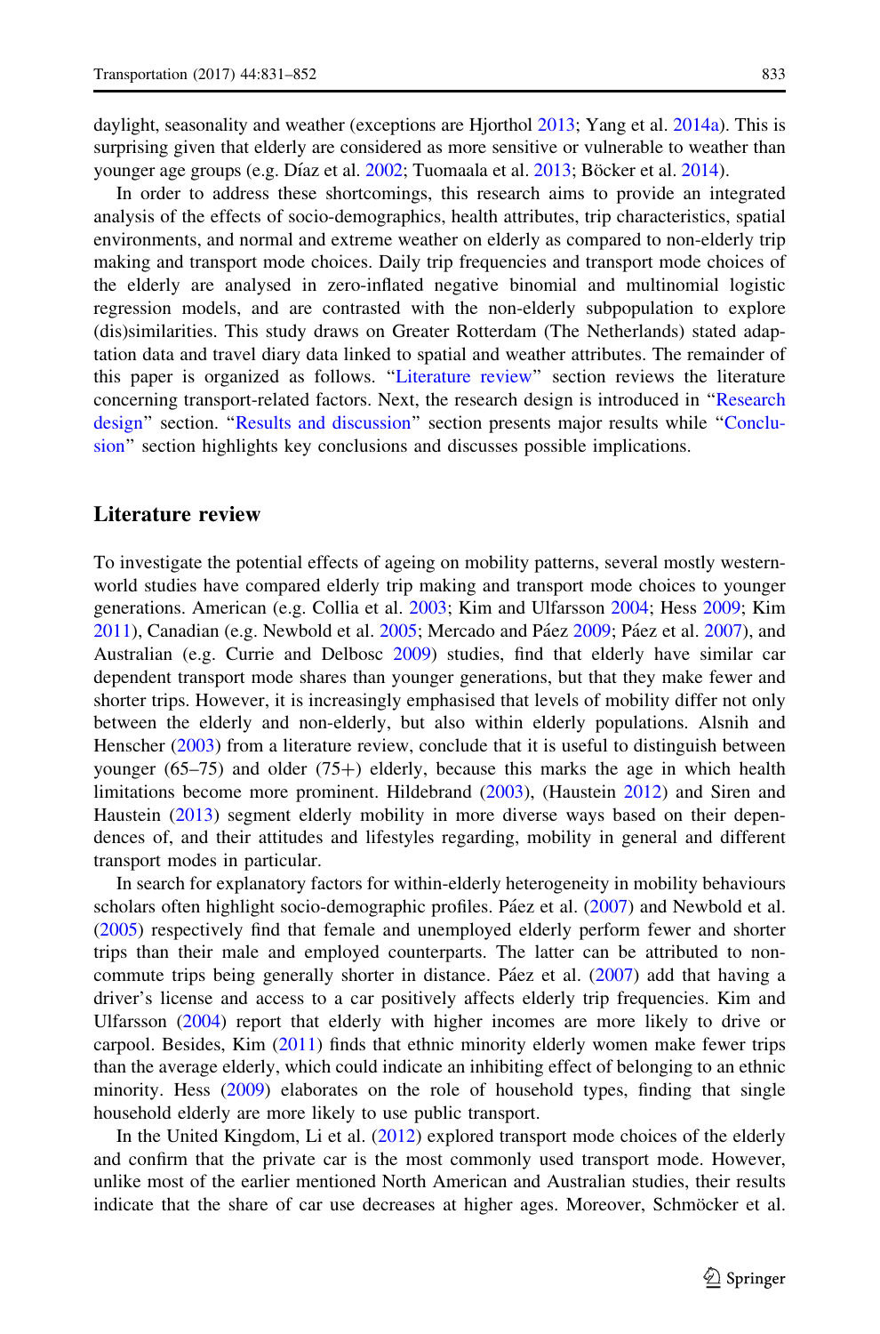daylight, seasonality and weather (exceptions are Hjorthol 2013; Yang et al. 2014a). This is surprising given that elderly are considered as more sensitive or vulnerable to weather than younger age groups (e.g. Díaz et al. 2002; Tuomaala et al. 2013; Böcker et al. 2014).

In order to address these shortcomings, this research aims to provide an integrated analysis of the effects of socio-demographics, health attributes, trip characteristics, spatial environments, and normal and extreme weather on elderly as compared to non-elderly trip making and transport mode choices. Daily trip frequencies and transport mode choices of the elderly are analysed in zero-inflated negative binomial and multinomial logistic regression models, and are contrasted with the non-elderly subpopulation to explore (dis)similarities. This study draws on Greater Rotterdam (The Netherlands) stated adaptation data and travel diary data linked to spatial and weather attributes. The remainder of this paper is organized as follows. "Literature review" section reviews the literature concerning transport-related factors. Next, the research design is introduced in "Research design" section. "Results and discussion" section presents major results while "Conclusion" section highlights key conclusions and discusses possible implications.

## Literature review

To investigate the potential effects of ageing on mobility patterns, several mostly western-world studies have compared elderly trip making and transport mode choices to younger generations. American (e.g. Collia et al. 2003; Kim and Ulfarsson 2004; Hess 2009; Kim 2011), Canadian (e.g. Newbold et al. 2005; Mercado and Páez 2009; Páez et al. 2007), and Australian (e.g. Currie and Delbosc 2009) studies, find that elderly have similar car dependent transport mode shares than younger generations, but that they make fewer and shorter trips. However, it is increasingly emphasised that levels of mobility differ not only between the elderly and non-elderly, but also within elderly populations. Alsnih and Henscher (2003) from a literature review, conclude that it is useful to distinguish between younger (65–75) and older (75+) elderly, because this marks the age in which health limitations become more prominent. Hildebrand (2003), (Haustein 2012) and Siren and Haustein (2013) segment elderly mobility in more diverse ways based on their dependences of, and their attitudes and lifestyles regarding, mobility in general and different transport modes in particular.

In search for explanatory factors for within-elderly heterogeneity in mobility behaviours scholars often highlight socio-demographic profiles. Páez et al. (2007) and Newbold et al. (2005) respectively find that female and unemployed elderly perform fewer and shorter trips than their male and employed counterparts. The latter can be attributed to non-commute trips being generally shorter in distance. Páez et al. (2007) add that having a driver's license and access to a car positively affects elderly trip frequencies. Kim and Ulfarsson (2004) report that elderly with higher incomes are more likely to drive or carpool. Besides, Kim (2011) finds that ethnic minority elderly women make fewer trips than the average elderly, which could indicate an inhibiting effect of belonging to an ethnic minority. Hess (2009) elaborates on the role of household types, finding that single household elderly are more likely to use public transport.

In the United Kingdom, Li et al. (2012) explored transport mode choices of the elderly and confirm that the private car is the most commonly used transport mode. However, unlike most of the earlier mentioned North American and Australian studies, their results indicate that the share of car use decreases at higher ages. Moreover, Schmöcker et al.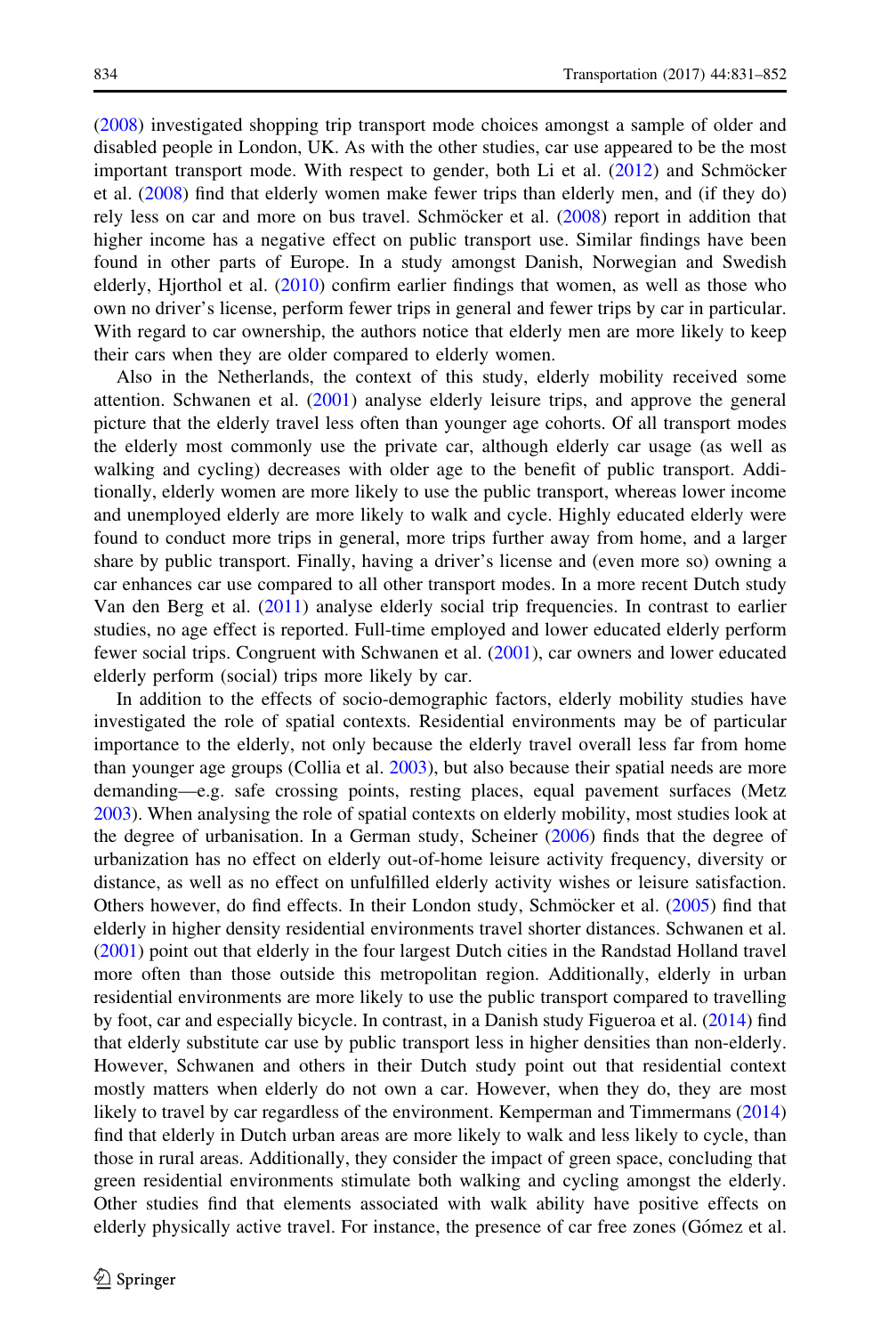(2008) investigated shopping trip transport mode choices amongst a sample of older and disabled people in London, UK. As with the other studies, car use appeared to be the most important transport mode. With respect to gender, both Li et al. (2012) and Schmöcker et al. (2008) find that elderly women make fewer trips than elderly men, and (if they do) rely less on car and more on bus travel. Schmöcker et al. (2008) report in addition that higher income has a negative effect on public transport use. Similar findings have been found in other parts of Europe. In a study amongst Danish, Norwegian and Swedish elderly, Hjorthol et al. (2010) confirm earlier findings that women, as well as those who own no driver's license, perform fewer trips in general and fewer trips by car in particular. With regard to car ownership, the authors notice that elderly men are more likely to keep their cars when they are older compared to elderly women.

Also in the Netherlands, the context of this study, elderly mobility received some attention. Schwanen et al. (2001) analyse elderly leisure trips, and approve the general picture that the elderly travel less often than younger age cohorts. Of all transport modes the elderly most commonly use the private car, although elderly car usage (as well as walking and cycling) decreases with older age to the benefit of public transport. Additionally, elderly women are more likely to use the public transport, whereas lower income and unemployed elderly are more likely to walk and cycle. Highly educated elderly were found to conduct more trips in general, more trips further away from home, and a larger share by public transport. Finally, having a driver's license and (even more so) owning a car enhances car use compared to all other transport modes. In a more recent Dutch study Van den Berg et al. (2011) analyse elderly social trip frequencies. In contrast to earlier studies, no age effect is reported. Full-time employed and lower educated elderly perform fewer social trips. Congruent with Schwanen et al. (2001), car owners and lower educated elderly perform (social) trips more likely by car.

In addition to the effects of socio-demographic factors, elderly mobility studies have investigated the role of spatial contexts. Residential environments may be of particular importance to the elderly, not only because the elderly travel overall less far from home than younger age groups (Collia et al. 2003), but also because their spatial needs are more demanding—e.g. safe crossing points, resting places, equal pavement surfaces (Metz 2003). When analysing the role of spatial contexts on elderly mobility, most studies look at the degree of urbanisation. In a German study, Scheiner (2006) finds that the degree of urbanization has no effect on elderly out-of-home leisure activity frequency, diversity or distance, as well as no effect on unfulfilled elderly activity wishes or leisure satisfaction. Others however, do find effects. In their London study, Schmöcker et al. (2005) find that elderly in higher density residential environments travel shorter distances. Schwanen et al. (2001) point out that elderly in the four largest Dutch cities in the Randstad Holland travel more often than those outside this metropolitan region. Additionally, elderly in urban residential environments are more likely to use the public transport compared to travelling by foot, car and especially bicycle. In contrast, in a Danish study Figueroa et al. (2014) find that elderly substitute car use by public transport less in higher densities than non-elderly. However, Schwanen and others in their Dutch study point out that residential context mostly matters when elderly do not own a car. However, when they do, they are most likely to travel by car regardless of the environment. Kemperman and Timmermans (2014) find that elderly in Dutch urban areas are more likely to walk and less likely to cycle, than those in rural areas. Additionally, they consider the impact of green space, concluding that green residential environments stimulate both walking and cycling amongst the elderly. Other studies find that elements associated with walk ability have positive effects on elderly physically active travel. For instance, the presence of car free zones (Gómez et al.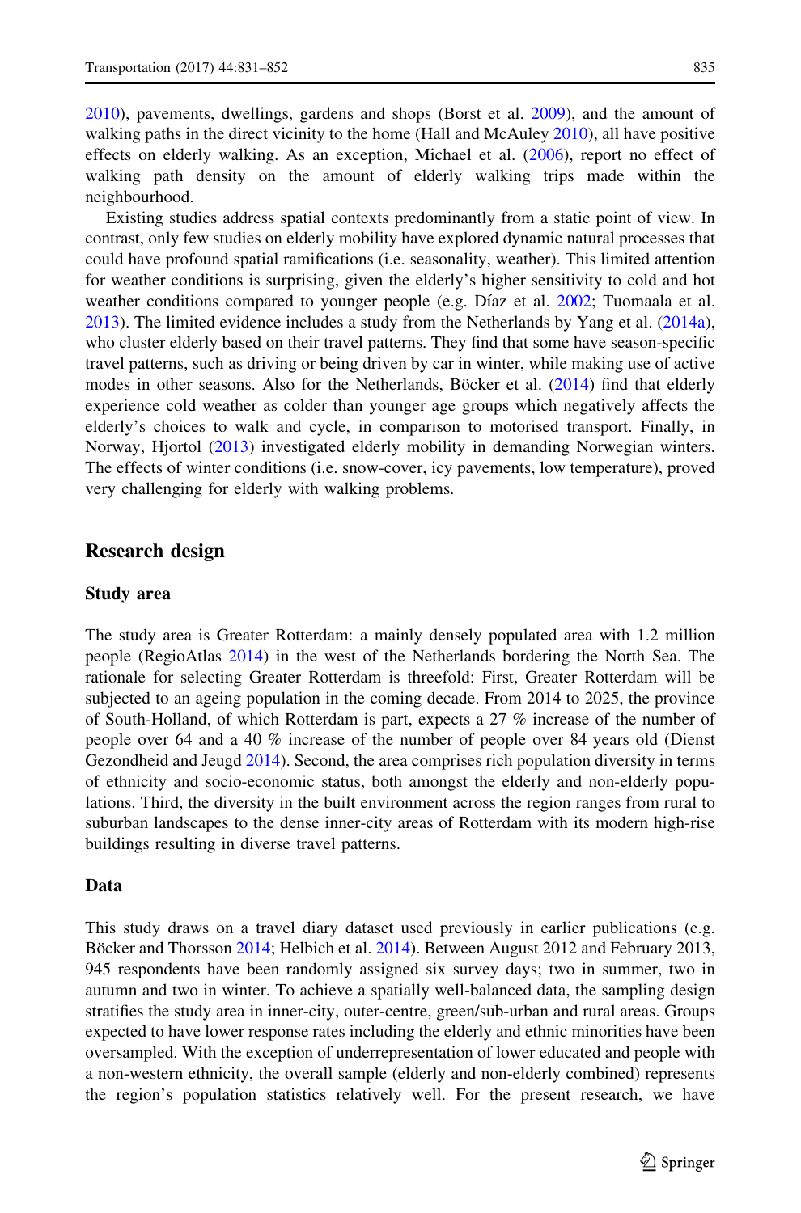2010), pavements, dwellings, gardens and shops (Borst et al. 2009), and the amount of walking paths in the direct vicinity to the home (Hall and McAuley 2010), all have positive effects on elderly walking. As an exception, Michael et al. (2006), report no effect of walking path density on the amount of elderly walking trips made within the neighbourhood.

Existing studies address spatial contexts predominantly from a static point of view. In contrast, only few studies on elderly mobility have explored dynamic natural processes that could have profound spatial ramifications (i.e. seasonality, weather). This limited attention for weather conditions is surprising, given the elderly's higher sensitivity to cold and hot weather conditions compared to younger people (e.g. Díaz et al. 2002; Tuomaala et al. 2013). The limited evidence includes a study from the Netherlands by Yang et al. (2014a), who cluster elderly based on their travel patterns. They find that some have season-specific travel patterns, such as driving or being driven by car in winter, while making use of active modes in other seasons. Also for the Netherlands, Böcker et al. (2014) find that elderly experience cold weather as colder than younger age groups which negatively affects the elderly's choices to walk and cycle, in comparison to motorised transport. Finally, in Norway, Hjortol (2013) investigated elderly mobility in demanding Norwegian winters. The effects of winter conditions (i.e. snow-cover, icy pavements, low temperature), proved very challenging for elderly with walking problems.

## Research design

### Study area

The study area is Greater Rotterdam: a mainly densely populated area with 1.2 million people (RegioAtlas 2014) in the west of the Netherlands bordering the North Sea. The rationale for selecting Greater Rotterdam is threefold: First, Greater Rotterdam will be subjected to an ageing population in the coming decade. From 2014 to 2025, the province of South-Holland, of which Rotterdam is part, expects a 27 % increase of the number of people over 64 and a 40 % increase of the number of people over 84 years old (Dienst Gezondheid and Jeugd 2014). Second, the area comprises rich population diversity in terms of ethnicity and socio-economic status, both amongst the elderly and non-elderly populations. Third, the diversity in the built environment across the region ranges from rural to suburban landscapes to the dense inner-city areas of Rotterdam with its modern high-rise buildings resulting in diverse travel patterns.

### Data

This study draws on a travel diary dataset used previously in earlier publications (e.g. Böcker and Thorsson 2014; Helbich et al. 2014). Between August 2012 and February 2013, 945 respondents have been randomly assigned six survey days; two in summer, two in autumn and two in winter. To achieve a spatially well-balanced data, the sampling design stratifies the study area in inner-city, outer-centre, green/sub-urban and rural areas. Groups expected to have lower response rates including the elderly and ethnic minorities have been oversampled. With the exception of underrepresentation of lower educated and people with a non-western ethnicity, the overall sample (elderly and non-elderly combined) represents the region's population statistics relatively well. For the present research, we have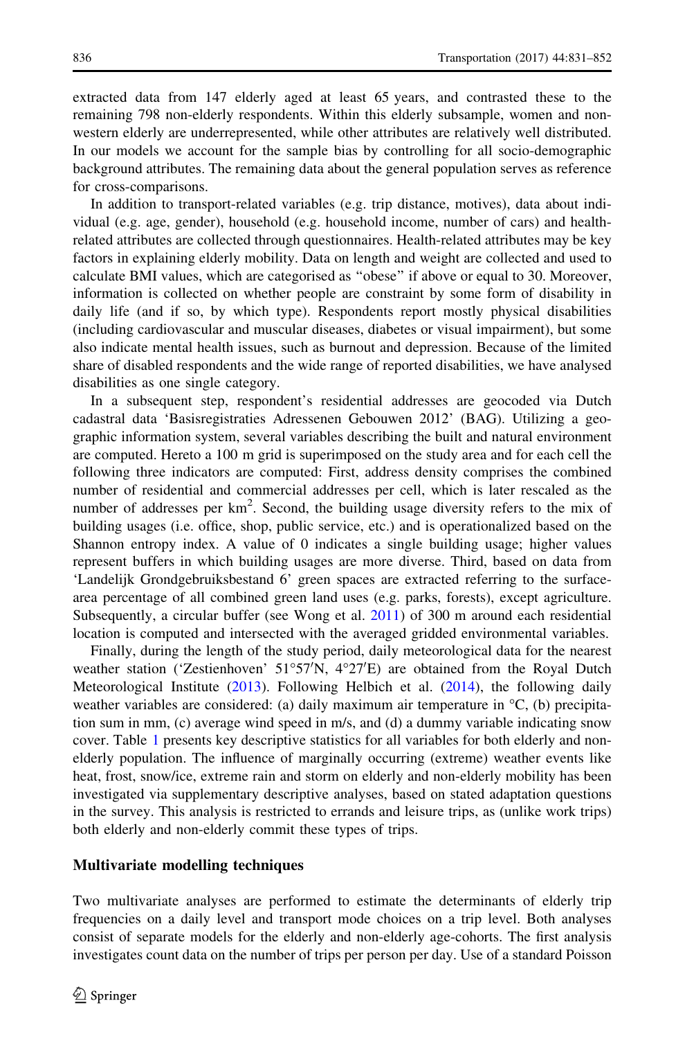extracted data from 147 elderly aged at least 65 years, and contrasted these to the remaining 798 non-elderly respondents. Within this elderly subsample, women and non-western elderly are underrepresented, while other attributes are relatively well distributed. In our models we account for the sample bias by controlling for all socio-demographic background attributes. The remaining data about the general population serves as reference for cross-comparisons.

In addition to transport-related variables (e.g. trip distance, motives), data about individual (e.g. age, gender), household (e.g. household income, number of cars) and health-related attributes are collected through questionnaires. Health-related attributes may be key factors in explaining elderly mobility. Data on length and weight are collected and used to calculate BMI values, which are categorised as "obese" if above or equal to 30. Moreover, information is collected on whether people are constraint by some form of disability in daily life (and if so, by which type). Respondents report mostly physical disabilities (including cardiovascular and muscular diseases, diabetes or visual impairment), but some also indicate mental health issues, such as burnout and depression. Because of the limited share of disabled respondents and the wide range of reported disabilities, we have analysed disabilities as one single category.

In a subsequent step, respondent's residential addresses are geocoded via Dutch cadastral data 'Basisregistraties Adressenen Gebouwen 2012' (BAG). Utilizing a geographic information system, several variables describing the built and natural environment are computed. Hereto a 100 m grid is superimposed on the study area and for each cell the following three indicators are computed: First, address density comprises the combined number of residential and commercial addresses per cell, which is later rescaled as the number of addresses per km$^2$. Second, the building usage diversity refers to the mix of building usages (i.e. office, shop, public service, etc.) and is operationalized based on the Shannon entropy index. A value of 0 indicates a single building usage; higher values represent buffers in which building usages are more diverse. Third, based on data from 'Landelijk Grondgebruiksbestand 6' green spaces are extracted referring to the surface-area percentage of all combined green land uses (e.g. parks, forests), except agriculture. Subsequently, a circular buffer (see Wong et al. 2011) of 300 m around each residential location is computed and intersected with the averaged gridded environmental variables.

Finally, during the length of the study period, daily meteorological data for the nearest weather station ('Zestienhoven' 51°57′N, 4°27′E) are obtained from the Royal Dutch Meteorological Institute (2013). Following Helbich et al. (2014), the following daily weather variables are considered: (a) daily maximum air temperature in °C, (b) precipitation sum in mm, (c) average wind speed in m/s, and (d) a dummy variable indicating snow cover. Table 1 presents key descriptive statistics for all variables for both elderly and non-elderly population. The influence of marginally occurring (extreme) weather events like heat, frost, snow/ice, extreme rain and storm on elderly and non-elderly mobility has been investigated via supplementary descriptive analyses, based on stated adaptation questions in the survey. This analysis is restricted to errands and leisure trips, as (unlike work trips) both elderly and non-elderly commit these types of trips.

## Multivariate modelling techniques

Two multivariate analyses are performed to estimate the determinants of elderly trip frequencies on a daily level and transport mode choices on a trip level. Both analyses consist of separate models for the elderly and non-elderly age-cohorts. The first analysis investigates count data on the number of trips per person per day. Use of a standard Poisson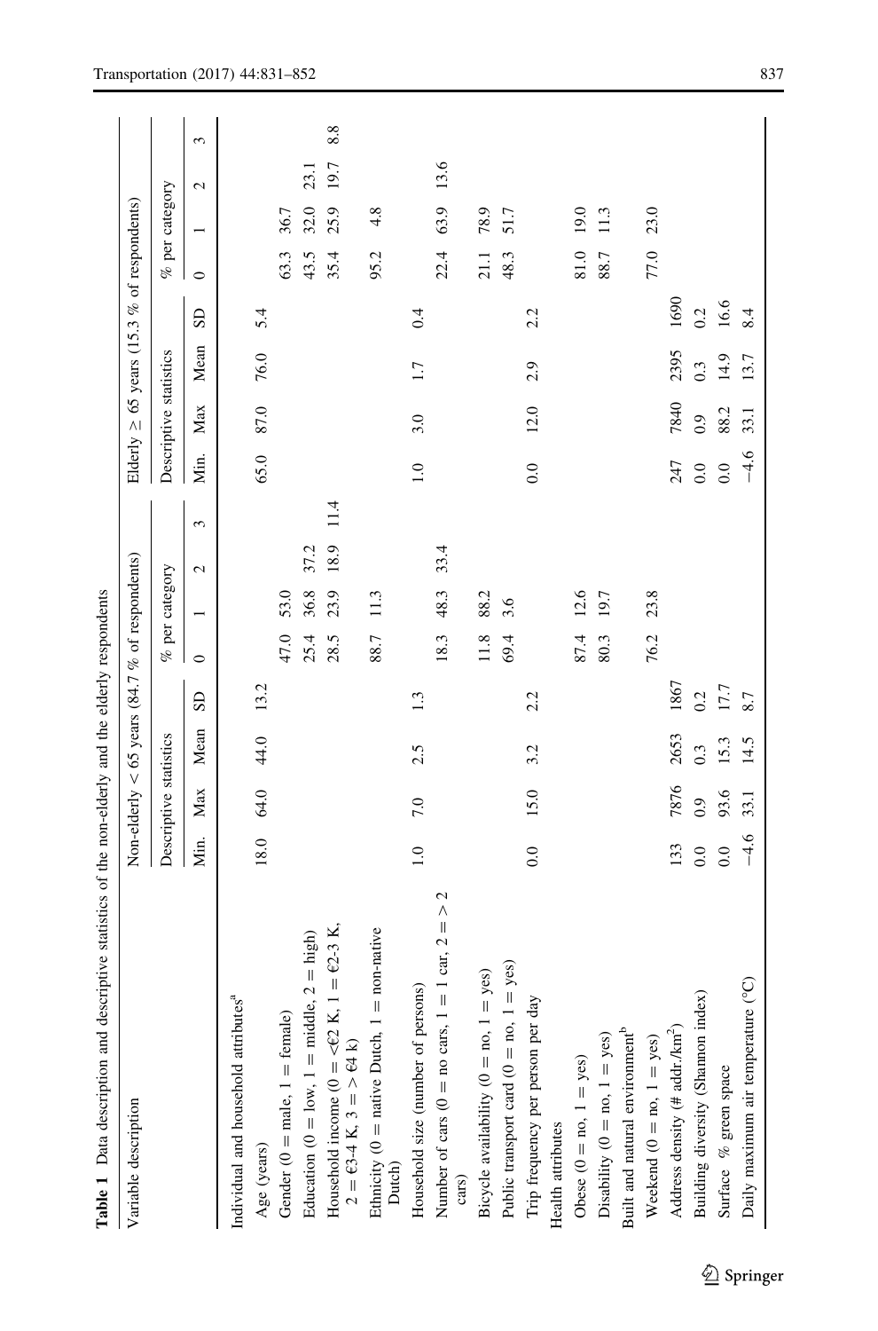**Table 1** Data description and descriptive statistics of the non-elderly and the elderly respondents

| Variable description | Non-elderly < 65 years (84.7 % of respondents) | | | | | | | | Elderly ≥ 65 years (15.3 % of respondents) | | | | | | | |
|---|---|---|---|---|---|---|---|---|---|---|---|---|---|---|---|---|
| | Descriptive statistics | | | | % per category | | | | Descriptive statistics | | | | % per category | | | |
| | Min. | Max | Mean | SD | 0 | 1 | 2 | 3 | Min. | Max | Mean | SD | 0 | 1 | 2 | 3 |
| Individual and household attributes[a] | | | | | | | | | | | | | | | | |
| Age (years) | 18.0 | 64.0 | 44.0 | 13.2 | | | | | 65.0 | 87.0 | 76.0 | 5.4 | | | | |
| Gender (0 = male, 1 = female) | | | | | 47.0 | 53.0 | | | | | | | 63.3 | 36.7 | | |
| Education (0 = low, 1 = middle, 2 = high) | | | | | 25.4 | 36.8 | 37.2 | | | | | | 43.5 | 32.0 | 23.1 | |
| Household income (0 = <€2 K, 1 = €2-3 K, 2 = €3-4 K, 3 = > €4 k) | | | | | 28.5 | 23.9 | 18.9 | 11.4 | | | | | 35.4 | 25.9 | 19.7 | 8.8 |
| Ethnicity (0 = native Dutch, 1 = non-native Dutch) | | | | | 88.7 | 11.3 | | | | | | | 95.2 | 4.8 | | |
| Household size (number of persons) | 1.0 | 7.0 | 2.5 | 1.3 | | | | | 1.0 | 3.0 | 1.7 | 0.4 | | | | |
| Number of cars (0 = no cars, 1 = 1 car, 2 = > 2 cars) | | | | | 18.3 | 48.3 | 33.4 | | | | | | 22.4 | 63.9 | 13.6 | |
| Bicycle availability (0 = no, 1 = yes) | | | | | 11.8 | 88.2 | | | | | | | 21.1 | 78.9 | | |
| Public transport card (0 = no, 1 = yes) | | | | | 69.4 | 3.6 | | | | | | | 48.3 | 51.7 | | |
| Trip frequency per person per day | 0.0 | 15.0 | 3.2 | 2.2 | | | | | 0.0 | 12.0 | 2.9 | 2.2 | | | | |
| Health attributes | | | | | | | | | | | | | | | | |
| Obese (0 = no, 1 = yes) | | | | | 87.4 | 12.6 | | | | | | | 81.0 | 19.0 | | |
| Disability (0 = no, 1 = yes) | | | | | 80.3 | 19.7 | | | | | | | 88.7 | 11.3 | | |
| Built and natural environment[b] | | | | | | | | | | | | | | | | |
| Weekend (0 = no, 1 = yes) | | | | | 76.2 | 23.8 | | | | | | | 77.0 | 23.0 | | |
| Address density (# addr./km$^2$) | 133 | 7876 | 2653 | 1867 | | | | | 247 | 7840 | 2395 | 1690 | | | | |
| Building diversity (Shannon index) | 0.0 | 0.9 | 0.3 | 0.2 | | | | | 0.0 | 0.9 | 0.3 | 0.2 | | | | |
| Surface % green space | 0.0 | 93.6 | 15.3 | 17.7 | | | | | 0.0 | 88.2 | 14.9 | 16.6 | | | | |
| Daily maximum air temperature (°C) | −4.6 | 33.1 | 14.5 | 8.7 | | | | | −4.6 | 33.1 | 13.7 | 8.4 | | | | |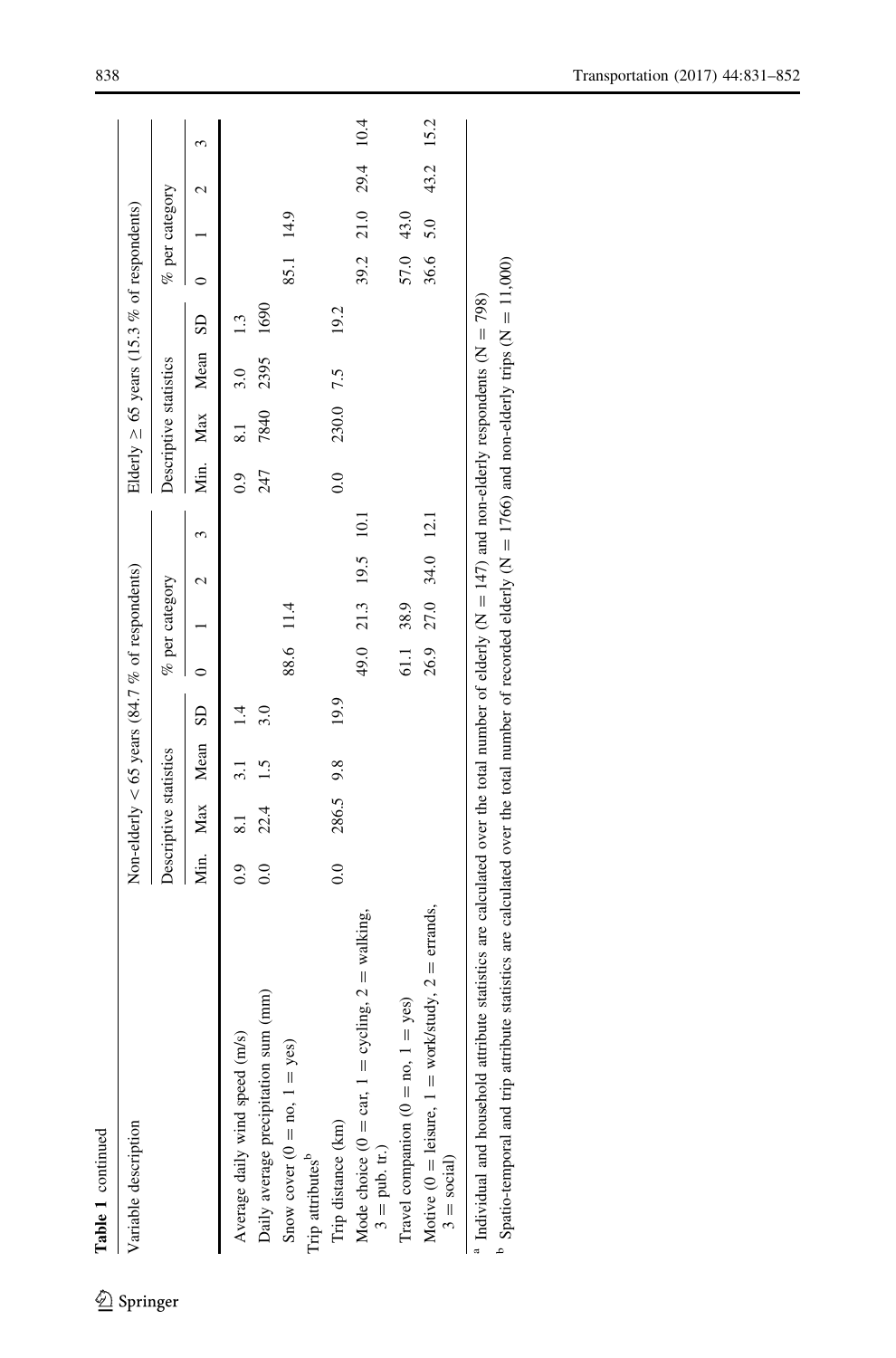**Table 1** continued

| Variable description | Non-elderly < 65 years (84.7 % of respondents) | | | | | | | | Elderly ≥ 65 years (15.3 % of respondents) | | | | | | | |
|---|---|---|---|---|---|---|---|---|---|---|---|---|---|---|---|---|
| | Descriptive statistics | | | | % per category | | | | Descriptive statistics | | | | % per category | | | |
| | Min. | Max | Mean | SD | 0 | 1 | 2 | 3 | Min. | Max | Mean | SD | 0 | 1 | 2 | 3 |
| Average daily wind speed (m/s) | 0.9 | 8.1 | 3.1 | 1.4 | | | | | 0.9 | 8.1 | 3.0 | 1.3 | | | | |
| Daily average precipitation sum (mm) | 0.0 | 22.4 | 1.5 | 3.0 | | | | | 247 | 7840 | 2395 | 1690 | | | | |
| Snow cover (0 = no, 1 = yes) | | | | | 88.6 | 11.4 | | | | | | | 85.1 | 14.9 | | |
| Trip attributes[b] | | | | | | | | | | | | | | | | |
| Trip distance (km) | 0.0 | 286.5 | 9.8 | 19.9 | | | | | 0.0 | 230.0 | 7.5 | 19.2 | | | | |
| Mode choice (0 = car, 1 = cycling, 2 = walking, 3 = pub. tr.) | | | | | 49.0 | 21.3 | 19.5 | 10.1 | | | | | 39.2 | 21.0 | 29.4 | 10.4 |
| Travel companion (0 = no, 1 = yes) | | | | | 61.1 | 38.9 | | | | | | | 57.0 | 43.0 | | |
| Motive (0 = leisure, 1 = work/study, 2 = errands, 3 = social) | | | | | 26.9 | 27.0 | 34.0 | 12.1 | | | | | 36.6 | 5.0 | 43.2 | 15.2 |

[a] Individual and household attribute statistics are calculated over the total number of elderly (N = 147) and non-elderly respondents (N = 798)

[b] Spatio-temporal and trip attribute statistics are calculated over the total number of recorded elderly (N = 1766) and non-elderly trips (N = 11,000)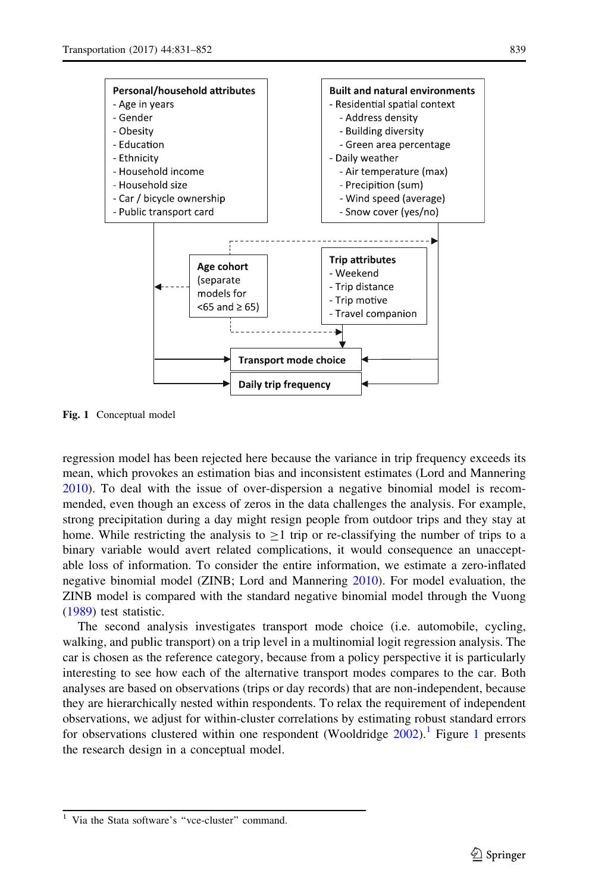**Personal/household attributes**
- Age in years
- Gender
- Obesity
- Education
- Ethnicity
- Household income
- Household size
- Car / bicycle ownership
- Public transport card

**Built and natural environments**
- Residential spatial context
  - Address density
  - Building diversity
  - Green area percentage
- Daily weather
  - Air temperature (max)
  - Precipition (sum)
  - Wind speed (average)
  - Snow cover (yes/no)

**Age cohort** (separate models for <65 and ≥ 65)

**Trip attributes**
- Weekend
- Trip distance
- Trip motive
- Travel companion

**Transport mode choice**

**Daily trip frequency**

**Fig. 1** Conceptual model

regression model has been rejected here because the variance in trip frequency exceeds its mean, which provokes an estimation bias and inconsistent estimates (Lord and Mannering 2010). To deal with the issue of over-dispersion a negative binomial model is recommended, even though an excess of zeros in the data challenges the analysis. For example, strong precipitation during a day might resign people from outdoor trips and they stay at home. While restricting the analysis to $\geq$1 trip or re-classifying the number of trips to a binary variable would avert related complications, it would consequence an unacceptable loss of information. To consider the entire information, we estimate a zero-inflated negative binomial model (ZINB; Lord and Mannering 2010). For model evaluation, the ZINB model is compared with the standard negative binomial model through the Vuong (1989) test statistic.

The second analysis investigates transport mode choice (i.e. automobile, cycling, walking, and public transport) on a trip level in a multinomial logit regression analysis. The car is chosen as the reference category, because from a policy perspective it is particularly interesting to see how each of the alternative transport modes compares to the car. Both analyses are based on observations (trips or day records) that are non-independent, because they are hierarchically nested within respondents. To relax the requirement of independent observations, we adjust for within-cluster correlations by estimating robust standard errors for observations clustered within one respondent (Wooldridge 2002).[1] Figure 1 presents the research design in a conceptual model.

[1] Via the Stata software's "vce-cluster" command.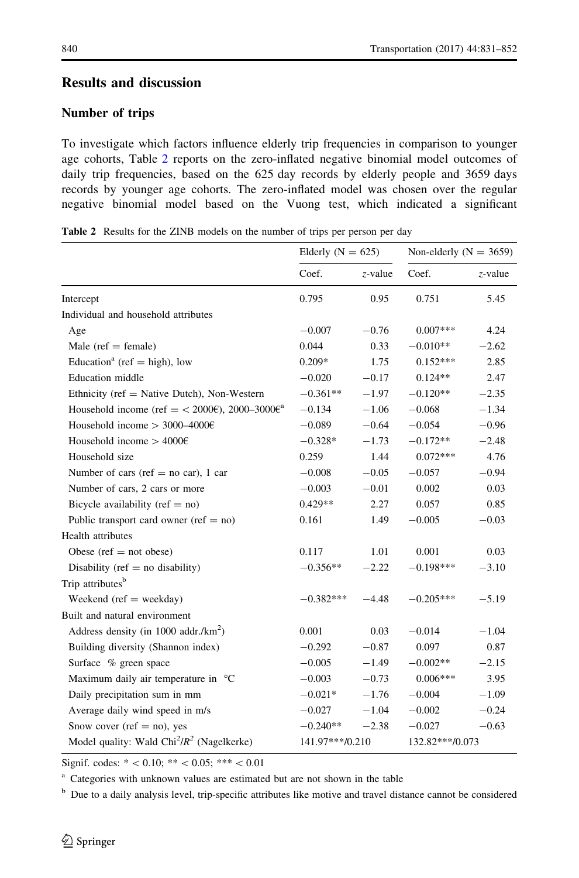## Results and discussion

### Number of trips

To investigate which factors influence elderly trip frequencies in comparison to younger age cohorts, Table 2 reports on the zero-inflated negative binomial model outcomes of daily trip frequencies, based on the 625 day records by elderly people and 3659 days records by younger age cohorts. The zero-inflated model was chosen over the regular negative binomial model based on the Vuong test, which indicated a significant

**Table 2** Results for the ZINB models on the number of trips per person per day

| | Elderly (N = 625) | | Non-elderly (N = 3659) | |
|---|---|---|---|---|
| | Coef. | *z*-value | Coef. | *z*-value |
| Intercept | 0.795 | 0.95 | 0.751 | 5.45 |
| Individual and household attributes | | | | |
| Age | −0.007 | −0.76 | 0.007*** | 4.24 |
| Male (ref = female) | 0.044 | 0.33 | −0.010** | −2.62 |
| Education[a] (ref = high), low | 0.209* | 1.75 | 0.152*** | 2.85 |
| Education middle | −0.020 | −0.17 | 0.124** | 2.47 |
| Ethnicity (ref = Native Dutch), Non-Western | −0.361** | −1.97 | −0.120** | −2.35 |
| Household income (ref = < 2000€), 2000–3000€[a] | −0.134 | −1.06 | −0.068 | −1.34 |
| Household income > 3000–4000€ | −0.089 | −0.64 | −0.054 | −0.96 |
| Household income > 4000€ | −0.328* | −1.73 | −0.172** | −2.48 |
| Household size | 0.259 | 1.44 | 0.072*** | 4.76 |
| Number of cars (ref = no car), 1 car | −0.008 | −0.05 | −0.057 | −0.94 |
| Number of cars, 2 cars or more | −0.003 | −0.01 | 0.002 | 0.03 |
| Bicycle availability (ref = no) | 0.429** | 2.27 | 0.057 | 0.85 |
| Public transport card owner (ref = no) | 0.161 | 1.49 | −0.005 | −0.03 |
| Health attributes | | | | |
| Obese (ref = not obese) | 0.117 | 1.01 | 0.001 | 0.03 |
| Disability (ref = no disability) | −0.356** | −2.22 | −0.198*** | −3.10 |
| Trip attributes[b] | | | | |
| Weekend (ref = weekday) | −0.382*** | −4.48 | −0.205*** | −5.19 |
| Built and natural environment | | | | |
| Address density (in 1000 addr./km$^2$) | 0.001 | 0.03 | −0.014 | −1.04 |
| Building diversity (Shannon index) | −0.292 | −0.87 | 0.097 | 0.87 |
| Surface % green space | −0.005 | −1.49 | −0.002** | −2.15 |
| Maximum daily air temperature in °C | −0.003 | −0.73 | 0.006*** | 3.95 |
| Daily precipitation sum in mm | −0.021* | −1.76 | −0.004 | −1.09 |
| Average daily wind speed in m/s | −0.027 | −1.04 | −0.002 | −0.24 |
| Snow cover (ref = no), yes | −0.240** | −2.38 | −0.027 | −0.63 |
| Model quality: Wald Chi$^2$/$R^2$ (Nagelkerke) | 141.97***/0.210 | | 132.82***/0.073 | |

Signif. codes: * < 0.10; ** < 0.05; *** < 0.01

[a] Categories with unknown values are estimated but are not shown in the table

[b] Due to a daily analysis level, trip-specific attributes like motive and travel distance cannot be considered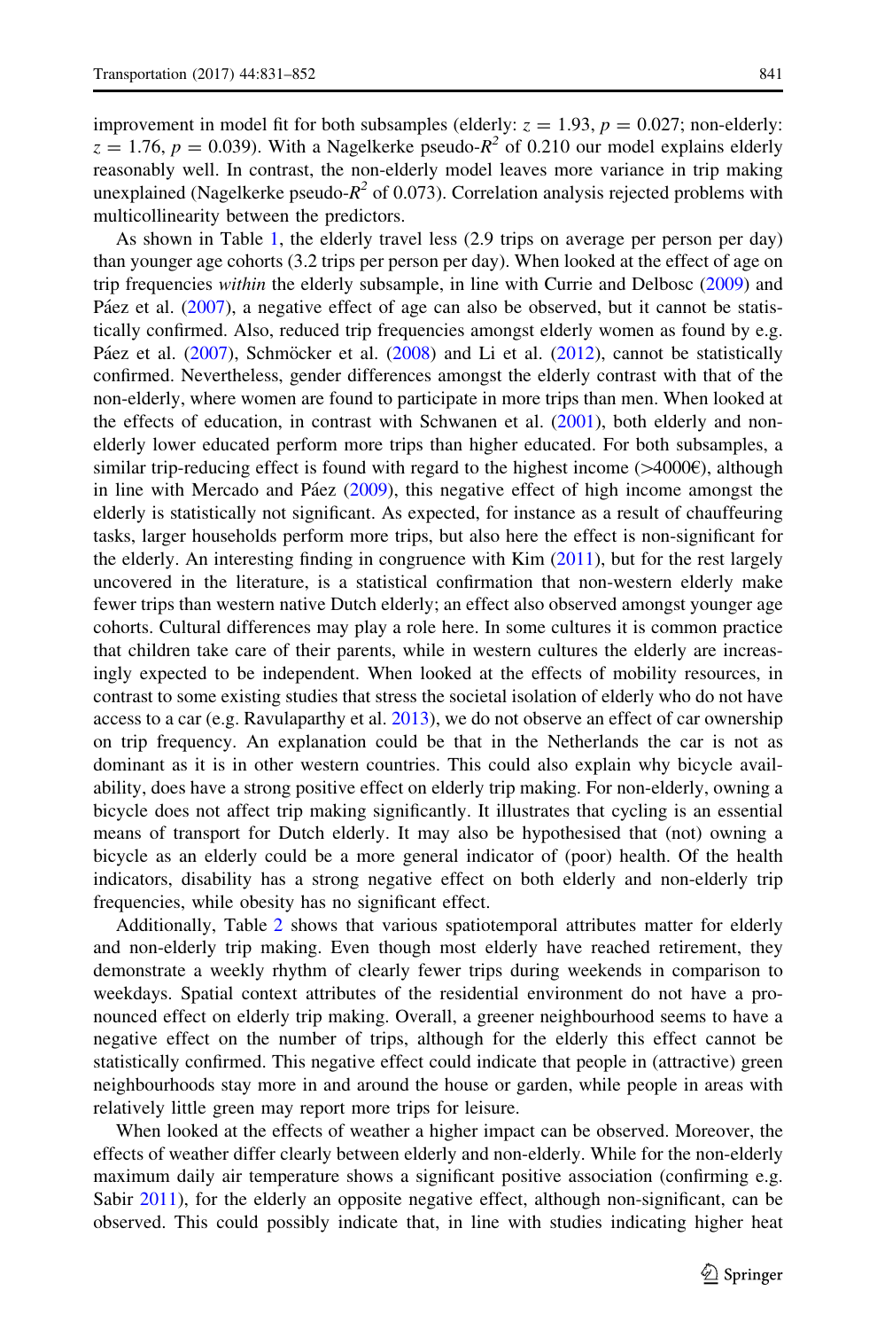improvement in model fit for both subsamples (elderly: $z = 1.93$, $p = 0.027$; non-elderly: $z = 1.76$, $p = 0.039$). With a Nagelkerke pseudo-$R^2$ of 0.210 our model explains elderly reasonably well. In contrast, the non-elderly model leaves more variance in trip making unexplained (Nagelkerke pseudo-$R^2$ of 0.073). Correlation analysis rejected problems with multicollinearity between the predictors.

As shown in Table 1, the elderly travel less (2.9 trips on average per person per day) than younger age cohorts (3.2 trips per person per day). When looked at the effect of age on trip frequencies *within* the elderly subsample, in line with Currie and Delbosc (2009) and Páez et al. (2007), a negative effect of age can also be observed, but it cannot be statistically confirmed. Also, reduced trip frequencies amongst elderly women as found by e.g. Páez et al. (2007), Schmöcker et al. (2008) and Li et al. (2012), cannot be statistically confirmed. Nevertheless, gender differences amongst the elderly contrast with that of the non-elderly, where women are found to participate in more trips than men. When looked at the effects of education, in contrast with Schwanen et al. (2001), both elderly and non-elderly lower educated perform more trips than higher educated. For both subsamples, a similar trip-reducing effect is found with regard to the highest income (>4000€), although in line with Mercado and Páez (2009), this negative effect of high income amongst the elderly is statistically not significant. As expected, for instance as a result of chauffeuring tasks, larger households perform more trips, but also here the effect is non-significant for the elderly. An interesting finding in congruence with Kim (2011), but for the rest largely uncovered in the literature, is a statistical confirmation that non-western elderly make fewer trips than western native Dutch elderly; an effect also observed amongst younger age cohorts. Cultural differences may play a role here. In some cultures it is common practice that children take care of their parents, while in western cultures the elderly are increasingly expected to be independent. When looked at the effects of mobility resources, in contrast to some existing studies that stress the societal isolation of elderly who do not have access to a car (e.g. Ravulaparthy et al. 2013), we do not observe an effect of car ownership on trip frequency. An explanation could be that in the Netherlands the car is not as dominant as it is in other western countries. This could also explain why bicycle availability, does have a strong positive effect on elderly trip making. For non-elderly, owning a bicycle does not affect trip making significantly. It illustrates that cycling is an essential means of transport for Dutch elderly. It may also be hypothesised that (not) owning a bicycle as an elderly could be a more general indicator of (poor) health. Of the health indicators, disability has a strong negative effect on both elderly and non-elderly trip frequencies, while obesity has no significant effect.

Additionally, Table 2 shows that various spatiotemporal attributes matter for elderly and non-elderly trip making. Even though most elderly have reached retirement, they demonstrate a weekly rhythm of clearly fewer trips during weekends in comparison to weekdays. Spatial context attributes of the residential environment do not have a pronounced effect on elderly trip making. Overall, a greener neighbourhood seems to have a negative effect on the number of trips, although for the elderly this effect cannot be statistically confirmed. This negative effect could indicate that people in (attractive) green neighbourhoods stay more in and around the house or garden, while people in areas with relatively little green may report more trips for leisure.

When looked at the effects of weather a higher impact can be observed. Moreover, the effects of weather differ clearly between elderly and non-elderly. While for the non-elderly maximum daily air temperature shows a significant positive association (confirming e.g. Sabir 2011), for the elderly an opposite negative effect, although non-significant, can be observed. This could possibly indicate that, in line with studies indicating higher heat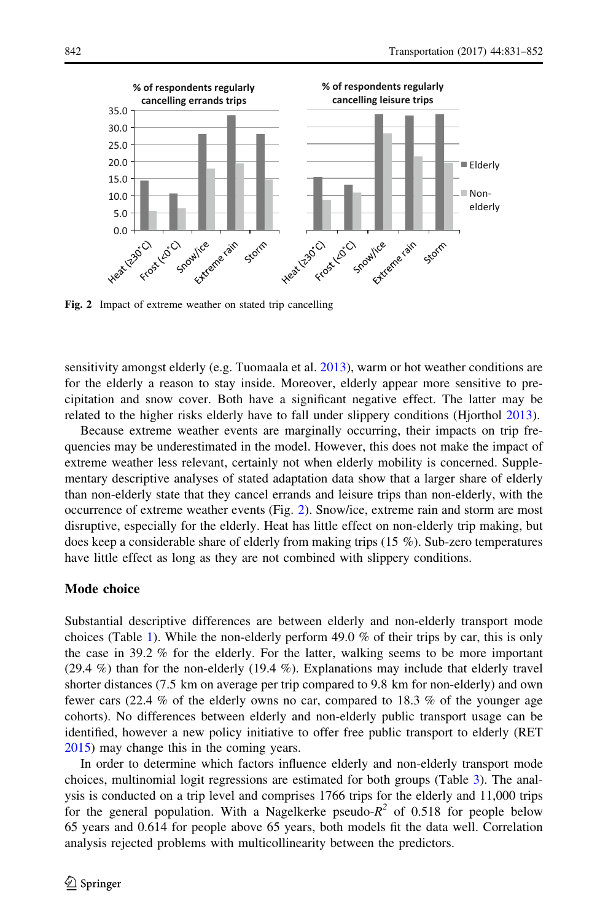Fig. 2 Impact of extreme weather on stated trip cancelling

sensitivity amongst elderly (e.g. Tuomaala et al. 2013), warm or hot weather conditions are for the elderly a reason to stay inside. Moreover, elderly appear more sensitive to precipitation and snow cover. Both have a significant negative effect. The latter may be related to the higher risks elderly have to fall under slippery conditions (Hjorthol 2013).

Because extreme weather events are marginally occurring, their impacts on trip frequencies may be underestimated in the model. However, this does not make the impact of extreme weather less relevant, certainly not when elderly mobility is concerned. Supplementary descriptive analyses of stated adaptation data show that a larger share of elderly than non-elderly state that they cancel errands and leisure trips than non-elderly, with the occurrence of extreme weather events (Fig. 2). Snow/ice, extreme rain and storm are most disruptive, especially for the elderly. Heat has little effect on non-elderly trip making, but does keep a considerable share of elderly from making trips (15 %). Sub-zero temperatures have little effect as long as they are not combined with slippery conditions.

## Mode choice

Substantial descriptive differences are between elderly and non-elderly transport mode choices (Table 1). While the non-elderly perform 49.0 % of their trips by car, this is only the case in 39.2 % for the elderly. For the latter, walking seems to be more important (29.4 %) than for the non-elderly (19.4 %). Explanations may include that elderly travel shorter distances (7.5 km on average per trip compared to 9.8 km for non-elderly) and own fewer cars (22.4 % of the elderly owns no car, compared to 18.3 % of the younger age cohorts). No differences between elderly and non-elderly public transport usage can be identified, however a new policy initiative to offer free public transport to elderly (RET 2015) may change this in the coming years.

In order to determine which factors influence elderly and non-elderly transport mode choices, multinomial logit regressions are estimated for both groups (Table 3). The analysis is conducted on a trip level and comprises 1766 trips for the elderly and 11,000 trips for the general population. With a Nagelkerke pseudo-$R^2$ of 0.518 for people below 65 years and 0.614 for people above 65 years, both models fit the data well. Correlation analysis rejected problems with multicollinearity between the predictors.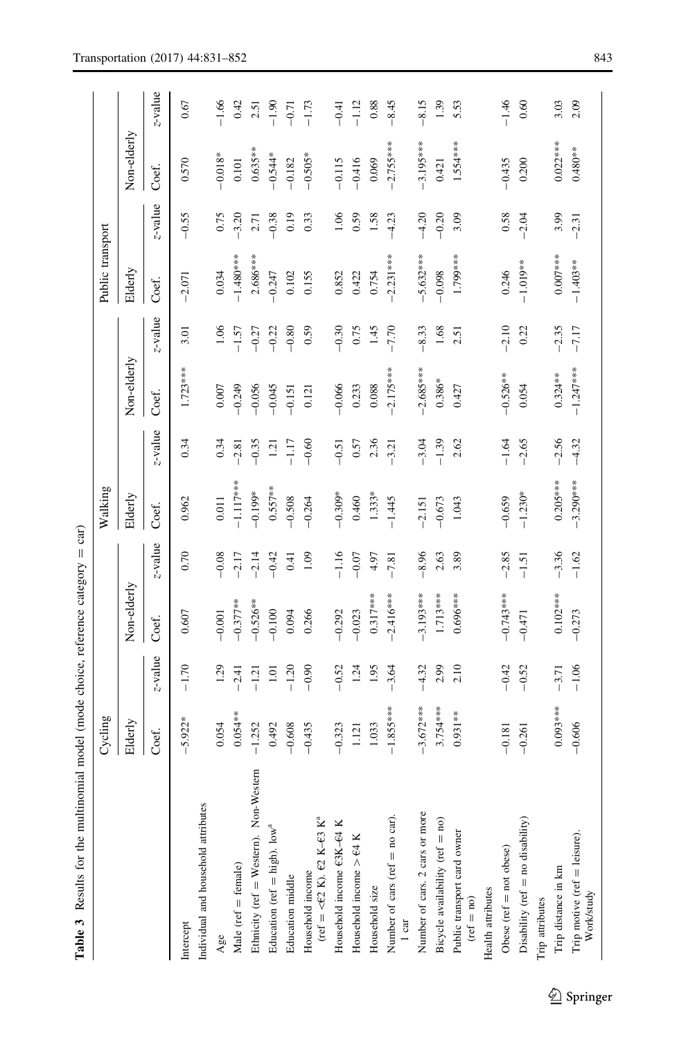**Table 3** Results for the multinomial model (mode choice, reference category = car)

| | Cycling | | | | Walking | | | | Public transport | | | |
|---|---|---|---|---|---|---|---|---|---|---|---|---|
| | Elderly | | Non-elderly | | Elderly | | Non-elderly | | Elderly | | Non-elderly | |
| | Coef. | *z*-value | Coef. | *z*-value | Coef. | *z*-value | Coef. | *z*-value | Coef. | *z*-value | Coef. | *z*-value |
| Intercept | −5.922* | −1.70 | 0.607 | 0.70 | 0.962 | 0.34 | 1.723*** | 3.01 | −2.071 | −0.55 | 0.570 | 0.67 |
| Individual and household attributes | | | | | | | | | | | | |
| Age | 0.054 | 1.29 | −0.001 | −0.08 | 0.011 | 0.34 | 0.007 | 1.06 | 0.034 | 0.75 | −0.018* | −1.66 |
| Male (ref = female) | 0.054** | −2.41 | −0.377** | −2.17 | −1.117*** | −2.81 | −0.249 | −1.57 | −1.480*** | −3.20 | 0.101 | 0.42 |
| Ethnicity (ref = Western). Non-Western | −1.252 | −1.21 | −0.526** | −2.14 | −0.199* | −0.35 | −0.056 | −0.27 | 2.686*** | 2.71 | 0.635** | 2.51 |
| Education (ref = high). low[a] | 0.492 | 1.01 | −0.100 | −0.42 | 0.557** | 1.21 | −0.045 | −0.22 | −0.247 | −0.38 | −0.544* | −1.90 |
| Education middle | −0.608 | −1.20 | 0.094 | 0.41 | −0.508 | −1.17 | −0.151 | −0.80 | 0.102 | 0.19 | −0.182 | −0.71 |
| Household income (ref = <€2 K). €2 K–€3 K[a] | −0.435 | −0.90 | 0.266 | 1.09 | −0.264 | −0.60 | 0.121 | 0.59 | 0.155 | 0.33 | −0.505* | −1.73 |
| Household income €3K–€4 K | −0.323 | −0.52 | −0.292 | −1.16 | −0.309* | −0.51 | −0.066 | −0.30 | 0.852 | 1.06 | −0.115 | −0.41 |
| Household income > €4 K | 1.121 | 1.24 | −0.023 | −0.07 | 0.460 | 0.57 | 0.233 | 0.75 | 0.422 | 0.59 | −0.416 | −1.12 |
| Household size | 1.033 | 1.95 | 0.317*** | 4.97 | 1.333* | 2.36 | 0.088 | 1.45 | 0.754 | 1.58 | 0.069 | 0.88 |
| Number of cars (ref = no car). 1 car | −1.855*** | −3.64 | −2.416*** | −7.81 | −1.445 | −3.21 | −2.175*** | −7.70 | −2.231*** | −4.23 | −2.755*** | −8.45 |
| Number of cars. 2 cars or more | −3.672*** | −4.32 | −3.193*** | −8.96 | −2.151 | −3.04 | −2.685*** | −8.33 | −5.632*** | −4.20 | −3.195*** | −8.15 |
| Bicycle availability (ref = no) | 3.754*** | 2.99 | 1.713*** | 2.63 | −0.673 | −1.39 | 0.386* | 1.68 | −0.098 | −0.20 | 0.421 | 1.39 |
| Public transport card owner (ref = no) | 0.931** | 2.10 | 0.696*** | 3.89 | 1.043 | 2.62 | 0.427 | 2.51 | 1.799*** | 3.09 | 1.554*** | 5.53 |
| Health attributes | | | | | | | | | | | | |
| Obese (ref = not obese) | −0.181 | −0.42 | −0.743*** | −2.85 | −0.659 | −1.64 | −0.526** | −2.10 | 0.246 | 0.58 | −0.435 | −1.46 |
| Disability (ref = no disability) | −0.261 | −0.52 | −0.471 | −1.51 | −1.230* | −2.65 | 0.054 | 0.22 | −1.019** | −2.04 | 0.200 | 0.60 |
| Trip attributes | | | | | | | | | | | | |
| Trip distance in km | 0.093*** | −3.71 | 0.102*** | −3.36 | 0.205*** | −2.56 | 0.324** | −2.35 | 0.007*** | 3.99 | 0.022*** | 3.03 |
| Trip motive (ref = leisure). Work/study | −0.606 | −1.06 | −0.273 | −1.62 | −3.290*** | −4.32 | −1.247*** | −7.17 | −1.403** | −2.31 | 0.480** | 2.09 |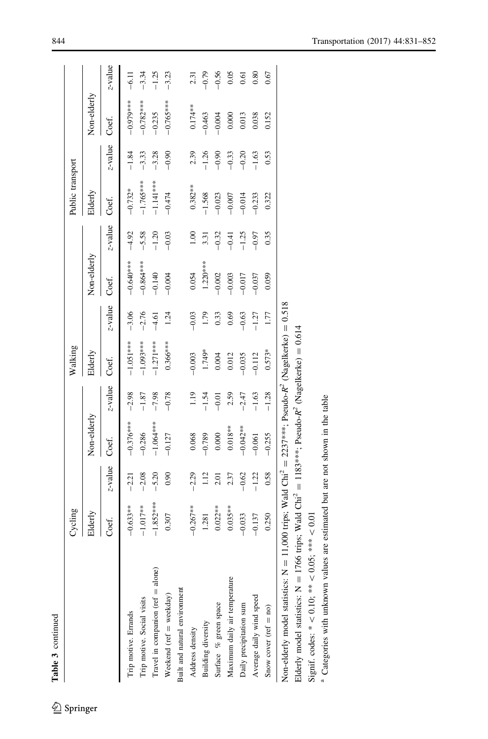**Table 3** continued

| | Cycling | | | | Walking | | | | Public transport | | | |
|---|---|---|---|---|---|---|---|---|---|---|---|---|
| | Elderly | | Non-elderly | | Elderly | | Non-elderly | | Elderly | | Non-elderly | |
| | Coef. | z-value | Coef. | z-value | Coef. | z-value | Coef. | z-value | Coef. | z-value | Coef. | z-value |
| Trip motive. Errands | −0.633** | −2.21 | −0.376*** | −2.98 | −1.051*** | −3.06 | −0.640*** | −4.92 | −0.732* | −1.84 | −0.979*** | −6.11 |
| Trip motive. Social visits | −1.017** | −2.08 | −0.286 | −1.87 | −1.093*** | −2.76 | −0.864*** | −5.58 | −1.765*** | −3.33 | −0.782*** | −3.34 |
| Travel in companion (ref = alone) | −1.852*** | −5.20 | −1.064*** | −7.98 | −1.271*** | −4.61 | −0.140 | −1.20 | −1.141*** | −3.28 | −0.235 | −1.25 |
| Weekend (ref = weekday) | 0.307 | 0.90 | −0.127 | −0.78 | 0.366*** | 1.24 | −0.004 | −0.03 | −0.474 | −0.90 | −0.765*** | −3.23 |
| Built and natural environment | | | | | | | | | | | | |
| Address density | −0.267** | −2.29 | 0.068 | 1.19 | −0.003 | −0.03 | 0.054 | 1.00 | 0.382** | 2.39 | 0.174** | 2.31 |
| Building diversity | 1.281 | 1.12 | −0.789 | −1.54 | 1.749* | 1.79 | 1.220*** | 3.31 | −1.568 | −1.26 | −0.463 | −0.79 |
| Surface % green space | 0.022** | 2.01 | 0.000 | −0.01 | 0.004 | 0.33 | −0.002 | −0.32 | −0.023 | −0.90 | −0.004 | −0.56 |
| Maximum daily air temperature | 0.035** | 2.37 | 0.018** | 2.59 | 0.012 | 0.69 | −0.003 | −0.41 | −0.007 | −0.33 | 0.000 | 0.05 |
| Daily precipitation sum | −0.033 | −0.62 | −0.042** | −2.47 | −0.035 | −0.63 | −0.017 | −1.25 | −0.014 | −0.20 | 0.013 | 0.61 |
| Average daily wind speed | −0.137 | −1.22 | −0.061 | −1.63 | −0.112 | −1.27 | −0.037 | −0.97 | −0.233 | −1.63 | 0.038 | 0.80 |
| Snow cover (ref = no) | 0.250 | 0.58 | −0.255 | −1.28 | 0.573* | 1.77 | 0.059 | 0.35 | 0.322 | 0.53 | 0.152 | 0.67 |

Non-elderly model statistics: N = 11,000 trips; Wald $Chi^2$ = 2237***; Pseudo-$R^2$ (Nagelkerke) = 0.518

Elderly model statistics: N = 1766 trips; Wald $Chi^2$ = 1183***; Pseudo-$R^2$ (Nagelkerke) = 0.614

Signif. codes: * < 0.10; ** < 0.05; *** < 0.01

[a] Categories with unknown values are estimated but are not shown in the table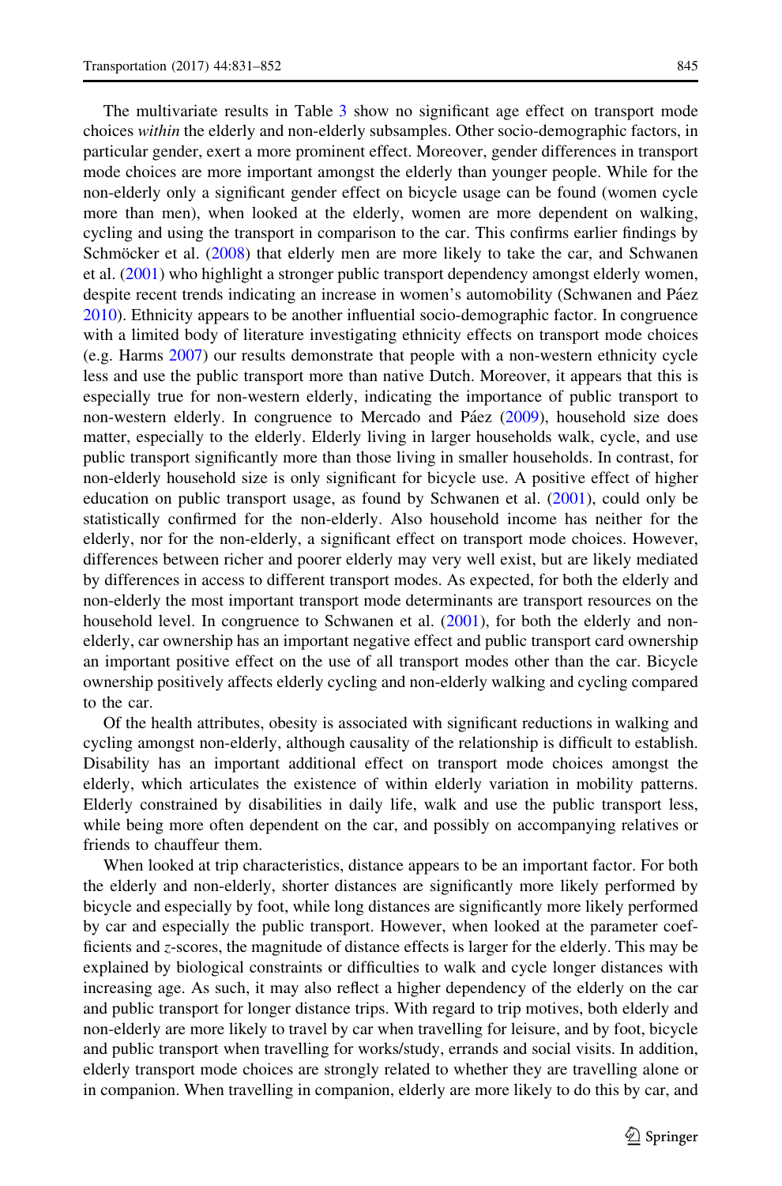The multivariate results in Table 3 show no significant age effect on transport mode choices *within* the elderly and non-elderly subsamples. Other socio-demographic factors, in particular gender, exert a more prominent effect. Moreover, gender differences in transport mode choices are more important amongst the elderly than younger people. While for the non-elderly only a significant gender effect on bicycle usage can be found (women cycle more than men), when looked at the elderly, women are more dependent on walking, cycling and using the transport in comparison to the car. This confirms earlier findings by Schmöcker et al. (2008) that elderly men are more likely to take the car, and Schwanen et al. (2001) who highlight a stronger public transport dependency amongst elderly women, despite recent trends indicating an increase in women's automobility (Schwanen and Páez 2010). Ethnicity appears to be another influential socio-demographic factor. In congruence with a limited body of literature investigating ethnicity effects on transport mode choices (e.g. Harms 2007) our results demonstrate that people with a non-western ethnicity cycle less and use the public transport more than native Dutch. Moreover, it appears that this is especially true for non-western elderly, indicating the importance of public transport to non-western elderly. In congruence to Mercado and Páez (2009), household size does matter, especially to the elderly. Elderly living in larger households walk, cycle, and use public transport significantly more than those living in smaller households. In contrast, for non-elderly household size is only significant for bicycle use. A positive effect of higher education on public transport usage, as found by Schwanen et al. (2001), could only be statistically confirmed for the non-elderly. Also household income has neither for the elderly, nor for the non-elderly, a significant effect on transport mode choices. However, differences between richer and poorer elderly may very well exist, but are likely mediated by differences in access to different transport modes. As expected, for both the elderly and non-elderly the most important transport mode determinants are transport resources on the household level. In congruence to Schwanen et al. (2001), for both the elderly and non-elderly, car ownership has an important negative effect and public transport card ownership an important positive effect on the use of all transport modes other than the car. Bicycle ownership positively affects elderly cycling and non-elderly walking and cycling compared to the car.

Of the health attributes, obesity is associated with significant reductions in walking and cycling amongst non-elderly, although causality of the relationship is difficult to establish. Disability has an important additional effect on transport mode choices amongst the elderly, which articulates the existence of within elderly variation in mobility patterns. Elderly constrained by disabilities in daily life, walk and use the public transport less, while being more often dependent on the car, and possibly on accompanying relatives or friends to chauffeur them.

When looked at trip characteristics, distance appears to be an important factor. For both the elderly and non-elderly, shorter distances are significantly more likely performed by bicycle and especially by foot, while long distances are significantly more likely performed by car and especially the public transport. However, when looked at the parameter coefficients and $z$-scores, the magnitude of distance effects is larger for the elderly. This may be explained by biological constraints or difficulties to walk and cycle longer distances with increasing age. As such, it may also reflect a higher dependency of the elderly on the car and public transport for longer distance trips. With regard to trip motives, both elderly and non-elderly are more likely to travel by car when travelling for leisure, and by foot, bicycle and public transport when travelling for works/study, errands and social visits. In addition, elderly transport mode choices are strongly related to whether they are travelling alone or in companion. When travelling in companion, elderly are more likely to do this by car, and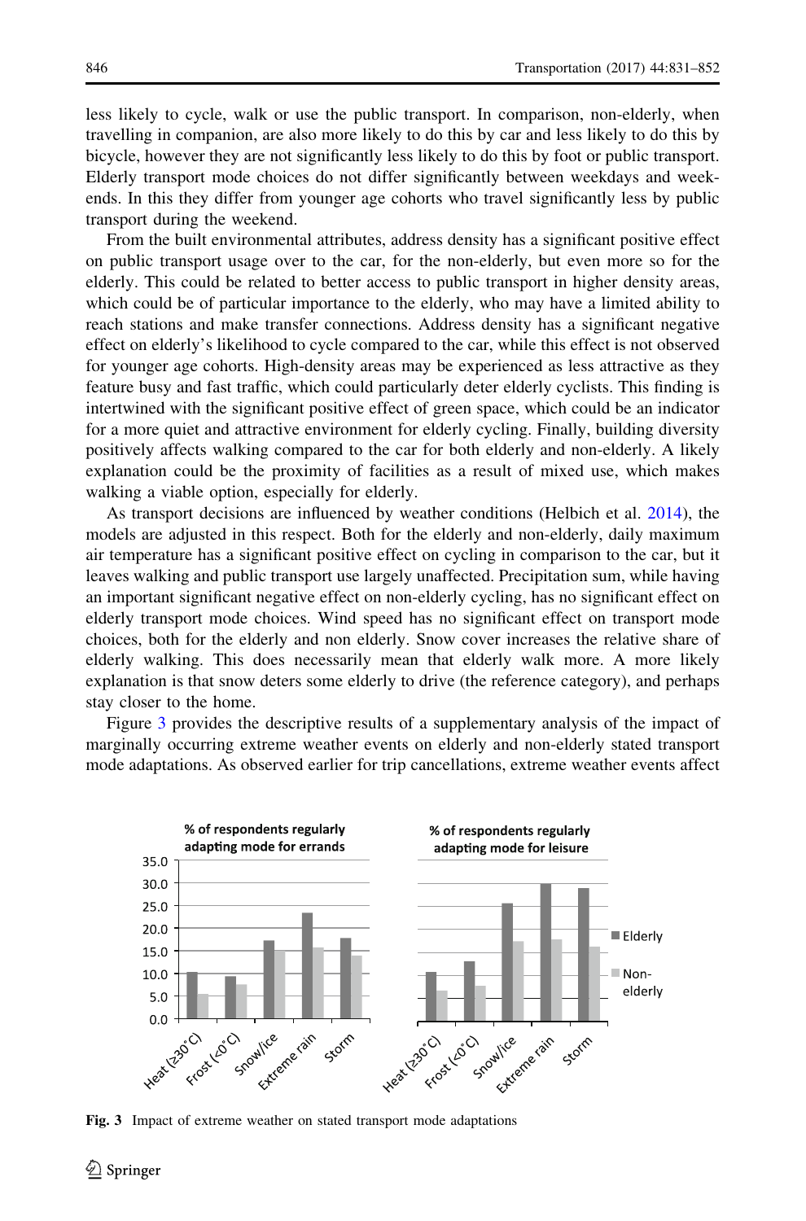less likely to cycle, walk or use the public transport. In comparison, non-elderly, when travelling in companion, are also more likely to do this by car and less likely to do this by bicycle, however they are not significantly less likely to do this by foot or public transport. Elderly transport mode choices do not differ significantly between weekdays and weekends. In this they differ from younger age cohorts who travel significantly less by public transport during the weekend.

From the built environmental attributes, address density has a significant positive effect on public transport usage over to the car, for the non-elderly, but even more so for the elderly. This could be related to better access to public transport in higher density areas, which could be of particular importance to the elderly, who may have a limited ability to reach stations and make transfer connections. Address density has a significant negative effect on elderly's likelihood to cycle compared to the car, while this effect is not observed for younger age cohorts. High-density areas may be experienced as less attractive as they feature busy and fast traffic, which could particularly deter elderly cyclists. This finding is intertwined with the significant positive effect of green space, which could be an indicator for a more quiet and attractive environment for elderly cycling. Finally, building diversity positively affects walking compared to the car for both elderly and non-elderly. A likely explanation could be the proximity of facilities as a result of mixed use, which makes walking a viable option, especially for elderly.

As transport decisions are influenced by weather conditions (Helbich et al. 2014), the models are adjusted in this respect. Both for the elderly and non-elderly, daily maximum air temperature has a significant positive effect on cycling in comparison to the car, but it leaves walking and public transport use largely unaffected. Precipitation sum, while having an important significant negative effect on non-elderly cycling, has no significant effect on elderly transport mode choices. Wind speed has no significant effect on transport mode choices, both for the elderly and non elderly. Snow cover increases the relative share of elderly walking. This does necessarily mean that elderly walk more. A more likely explanation is that snow deters some elderly to drive (the reference category), and perhaps stay closer to the home.

Figure 3 provides the descriptive results of a supplementary analysis of the impact of marginally occurring extreme weather events on elderly and non-elderly stated transport mode adaptations. As observed earlier for trip cancellations, extreme weather events affect

**Fig. 3** Impact of extreme weather on stated transport mode adaptations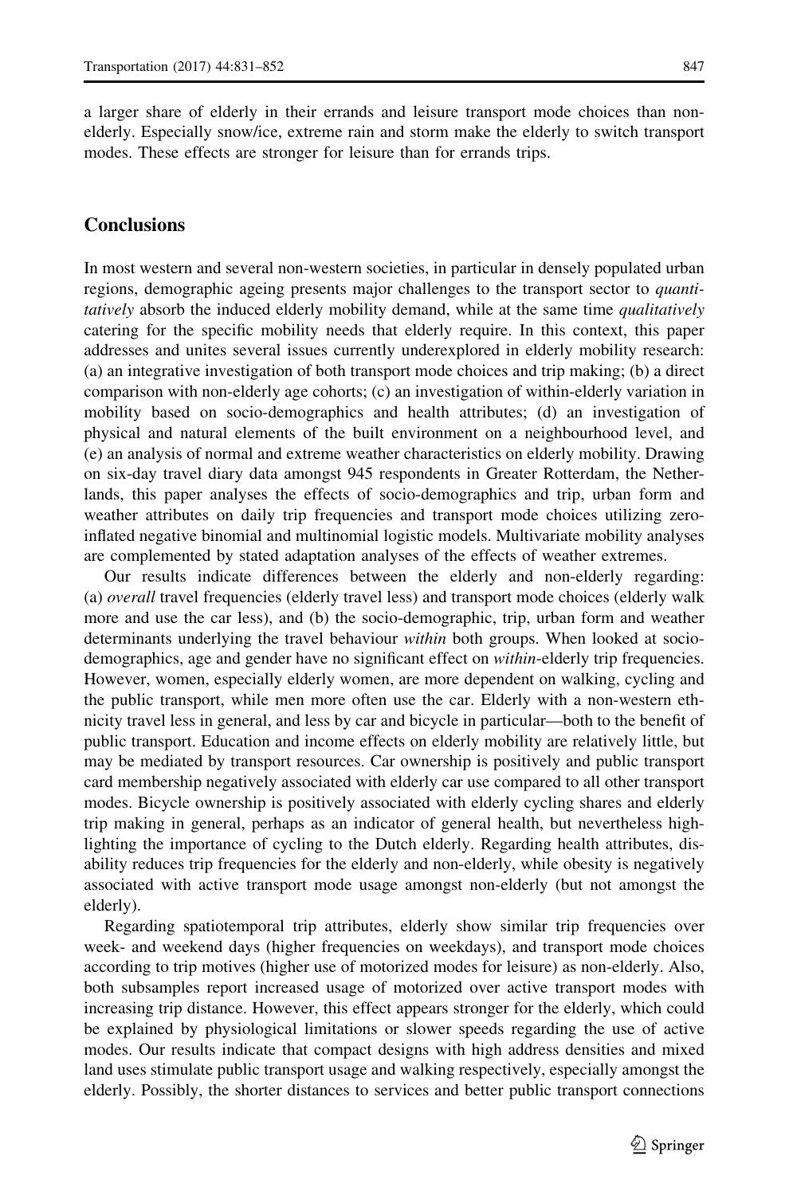a larger share of elderly in their errands and leisure transport mode choices than non-elderly. Especially snow/ice, extreme rain and storm make the elderly to switch transport modes. These effects are stronger for leisure than for errands trips.

## Conclusions

In most western and several non-western societies, in particular in densely populated urban regions, demographic ageing presents major challenges to the transport sector to *quantitatively* absorb the induced elderly mobility demand, while at the same time *qualitatively* catering for the specific mobility needs that elderly require. In this context, this paper addresses and unites several issues currently underexplored in elderly mobility research: (a) an integrative investigation of both transport mode choices and trip making; (b) a direct comparison with non-elderly age cohorts; (c) an investigation of within-elderly variation in mobility based on socio-demographics and health attributes; (d) an investigation of physical and natural elements of the built environment on a neighbourhood level, and (e) an analysis of normal and extreme weather characteristics on elderly mobility. Drawing on six-day travel diary data amongst 945 respondents in Greater Rotterdam, the Netherlands, this paper analyses the effects of socio-demographics and trip, urban form and weather attributes on daily trip frequencies and transport mode choices utilizing zero-inflated negative binomial and multinomial logistic models. Multivariate mobility analyses are complemented by stated adaptation analyses of the effects of weather extremes.

Our results indicate differences between the elderly and non-elderly regarding: (a) *overall* travel frequencies (elderly travel less) and transport mode choices (elderly walk more and use the car less), and (b) the socio-demographic, trip, urban form and weather determinants underlying the travel behaviour *within* both groups. When looked at socio-demographics, age and gender have no significant effect on *within*-elderly trip frequencies. However, women, especially elderly women, are more dependent on walking, cycling and the public transport, while men more often use the car. Elderly with a non-western ethnicity travel less in general, and less by car and bicycle in particular—both to the benefit of public transport. Education and income effects on elderly mobility are relatively little, but may be mediated by transport resources. Car ownership is positively and public transport card membership negatively associated with elderly car use compared to all other transport modes. Bicycle ownership is positively associated with elderly cycling shares and elderly trip making in general, perhaps as an indicator of general health, but nevertheless highlighting the importance of cycling to the Dutch elderly. Regarding health attributes, disability reduces trip frequencies for the elderly and non-elderly, while obesity is negatively associated with active transport mode usage amongst non-elderly (but not amongst the elderly).

Regarding spatiotemporal trip attributes, elderly show similar trip frequencies over week- and weekend days (higher frequencies on weekdays), and transport mode choices according to trip motives (higher use of motorized modes for leisure) as non-elderly. Also, both subsamples report increased usage of motorized over active transport modes with increasing trip distance. However, this effect appears stronger for the elderly, which could be explained by physiological limitations or slower speeds regarding the use of active modes. Our results indicate that compact designs with high address densities and mixed land uses stimulate public transport usage and walking respectively, especially amongst the elderly. Possibly, the shorter distances to services and better public transport connections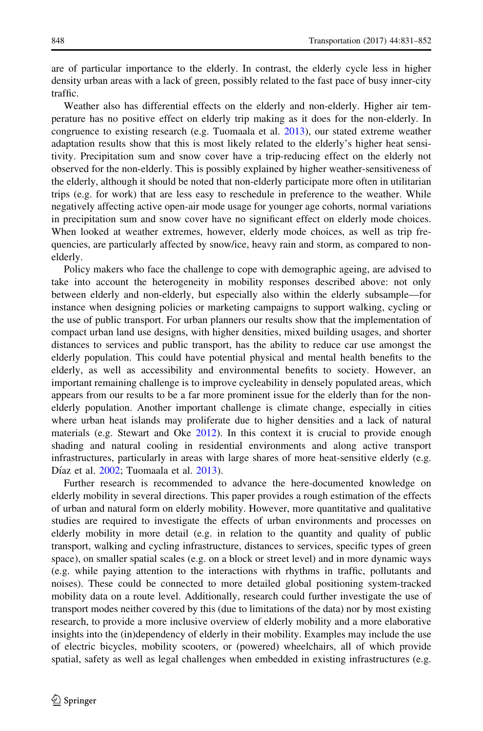are of particular importance to the elderly. In contrast, the elderly cycle less in higher density urban areas with a lack of green, possibly related to the fast pace of busy inner-city traffic.

Weather also has differential effects on the elderly and non-elderly. Higher air temperature has no positive effect on elderly trip making as it does for the non-elderly. In congruence to existing research (e.g. Tuomaala et al. 2013), our stated extreme weather adaptation results show that this is most likely related to the elderly's higher heat sensitivity. Precipitation sum and snow cover have a trip-reducing effect on the elderly not observed for the non-elderly. This is possibly explained by higher weather-sensitiveness of the elderly, although it should be noted that non-elderly participate more often in utilitarian trips (e.g. for work) that are less easy to reschedule in preference to the weather. While negatively affecting active open-air mode usage for younger age cohorts, normal variations in precipitation sum and snow cover have no significant effect on elderly mode choices. When looked at weather extremes, however, elderly mode choices, as well as trip frequencies, are particularly affected by snow/ice, heavy rain and storm, as compared to non-elderly.

Policy makers who face the challenge to cope with demographic ageing, are advised to take into account the heterogeneity in mobility responses described above: not only between elderly and non-elderly, but especially also within the elderly subsample—for instance when designing policies or marketing campaigns to support walking, cycling or the use of public transport. For urban planners our results show that the implementation of compact urban land use designs, with higher densities, mixed building usages, and shorter distances to services and public transport, has the ability to reduce car use amongst the elderly population. This could have potential physical and mental health benefits to the elderly, as well as accessibility and environmental benefits to society. However, an important remaining challenge is to improve cycleability in densely populated areas, which appears from our results to be a far more prominent issue for the elderly than for the non-elderly population. Another important challenge is climate change, especially in cities where urban heat islands may proliferate due to higher densities and a lack of natural materials (e.g. Stewart and Oke 2012). In this context it is crucial to provide enough shading and natural cooling in residential environments and along active transport infrastructures, particularly in areas with large shares of more heat-sensitive elderly (e.g. Díaz et al. 2002; Tuomaala et al. 2013).

Further research is recommended to advance the here-documented knowledge on elderly mobility in several directions. This paper provides a rough estimation of the effects of urban and natural form on elderly mobility. However, more quantitative and qualitative studies are required to investigate the effects of urban environments and processes on elderly mobility in more detail (e.g. in relation to the quantity and quality of public transport, walking and cycling infrastructure, distances to services, specific types of green space), on smaller spatial scales (e.g. on a block or street level) and in more dynamic ways (e.g. while paying attention to the interactions with rhythms in traffic, pollutants and noises). These could be connected to more detailed global positioning system-tracked mobility data on a route level. Additionally, research could further investigate the use of transport modes neither covered by this (due to limitations of the data) nor by most existing research, to provide a more inclusive overview of elderly mobility and a more elaborative insights into the (in)dependency of elderly in their mobility. Examples may include the use of electric bicycles, mobility scooters, or (powered) wheelchairs, all of which provide spatial, safety as well as legal challenges when embedded in existing infrastructures (e.g.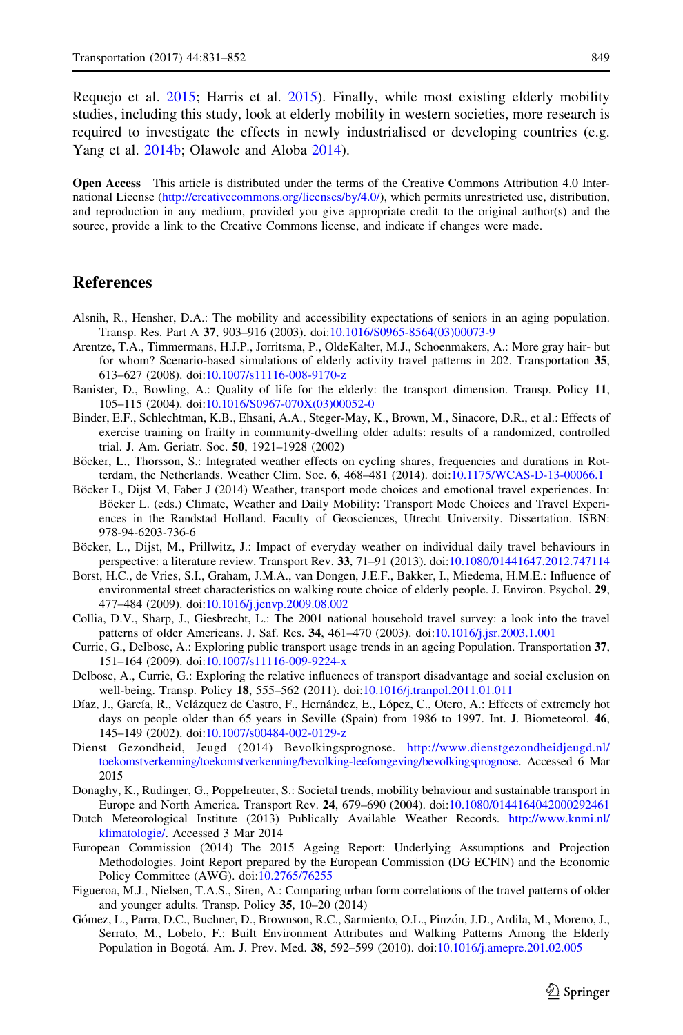Requejo et al. 2015; Harris et al. 2015). Finally, while most existing elderly mobility studies, including this study, look at elderly mobility in western societies, more research is required to investigate the effects in newly industrialised or developing countries (e.g. Yang et al. 2014b; Olawole and Aloba 2014).

**Open Access** This article is distributed under the terms of the Creative Commons Attribution 4.0 International License (http://creativecommons.org/licenses/by/4.0/), which permits unrestricted use, distribution, and reproduction in any medium, provided you give appropriate credit to the original author(s) and the source, provide a link to the Creative Commons license, and indicate if changes were made.

## References

Alsnih, R., Hensher, D.A.: The mobility and accessibility expectations of seniors in an aging population. Transp. Res. Part A **37**, 903–916 (2003). doi:10.1016/S0965-8564(03)00073-9

Arentze, T.A., Timmermans, H.J.P., Jorritsma, P., OldeKalter, M.J., Schoenmakers, A.: More gray hair- but for whom? Scenario-based simulations of elderly activity travel patterns in 202. Transportation **35**, 613–627 (2008). doi:10.1007/s11116-008-9170-z

Banister, D., Bowling, A.: Quality of life for the elderly: the transport dimension. Transp. Policy **11**, 105–115 (2004). doi:10.1016/S0967-070X(03)00052-0

Binder, E.F., Schlechtman, K.B., Ehsani, A.A., Steger-May, K., Brown, M., Sinacore, D.R., et al.: Effects of exercise training on frailty in community-dwelling older adults: results of a randomized, controlled trial. J. Am. Geriatr. Soc. **50**, 1921–1928 (2002)

Böcker, L., Thorsson, S.: Integrated weather effects on cycling shares, frequencies and durations in Rotterdam, the Netherlands. Weather Clim. Soc. **6**, 468–481 (2014). doi:10.1175/WCAS-D-13-00066.1

Böcker L, Dijst M, Faber J (2014) Weather, transport mode choices and emotional travel experiences. In: Böcker L. (eds.) Climate, Weather and Daily Mobility: Transport Mode Choices and Travel Experiences in the Randstad Holland. Faculty of Geosciences, Utrecht University. Dissertation. ISBN: 978-94-6203-736-6

Böcker, L., Dijst, M., Prillwitz, J.: Impact of everyday weather on individual daily travel behaviours in perspective: a literature review. Transport Rev. **33**, 71–91 (2013). doi:10.1080/01441647.2012.747114

Borst, H.C., de Vries, S.I., Graham, J.M.A., van Dongen, J.E.F., Bakker, I., Miedema, H.M.E.: Influence of environmental street characteristics on walking route choice of elderly people. J. Environ. Psychol. **29**, 477–484 (2009). doi:10.1016/j.jenvp.2009.08.002

Collia, D.V., Sharp, J., Giesbrecht, L.: The 2001 national household travel survey: a look into the travel patterns of older Americans. J. Saf. Res. **34**, 461–470 (2003). doi:10.1016/j.jsr.2003.1.001

Currie, G., Delbosc, A.: Exploring public transport usage trends in an ageing Population. Transportation **37**, 151–164 (2009). doi:10.1007/s11116-009-9224-x

Delbosc, A., Currie, G.: Exploring the relative influences of transport disadvantage and social exclusion on well-being. Transp. Policy **18**, 555–562 (2011). doi:10.1016/j.tranpol.2011.01.011

Díaz, J., García, R., Velázquez de Castro, F., Hernández, E., López, C., Otero, A.: Effects of extremely hot days on people older than 65 years in Seville (Spain) from 1986 to 1997. Int. J. Biometeorol. **46**, 145–149 (2002). doi:10.1007/s00484-002-0129-z

Dienst Gezondheid, Jeugd (2014) Bevolkingsprognose. http://www.dienstgezondheidjeugd.nl/toekomstverkenning/toekomstverkenning/bevolking-leefomgeving/bevolkingsprognose. Accessed 6 Mar 2015

Donaghy, K., Rudinger, G., Poppelreuter, S.: Societal trends, mobility behaviour and sustainable transport in Europe and North America. Transport Rev. **24**, 679–690 (2004). doi:10.1080/0144164042000292461

Dutch Meteorological Institute (2013) Publically Available Weather Records. http://www.knmi.nl/klimatologie/. Accessed 3 Mar 2014

European Commission (2014) The 2015 Ageing Report: Underlying Assumptions and Projection Methodologies. Joint Report prepared by the European Commission (DG ECFIN) and the Economic Policy Committee (AWG). doi:10.2765/76255

Figueroa, M.J., Nielsen, T.A.S., Siren, A.: Comparing urban form correlations of the travel patterns of older and younger adults. Transp. Policy **35**, 10–20 (2014)

Gómez, L., Parra, D.C., Buchner, D., Brownson, R.C., Sarmiento, O.L., Pinzón, J.D., Ardila, M., Moreno, J., Serrato, M., Lobelo, F.: Built Environment Attributes and Walking Patterns Among the Elderly Population in Bogotá. Am. J. Prev. Med. **38**, 592–599 (2010). doi:10.1016/j.amepre.201.02.005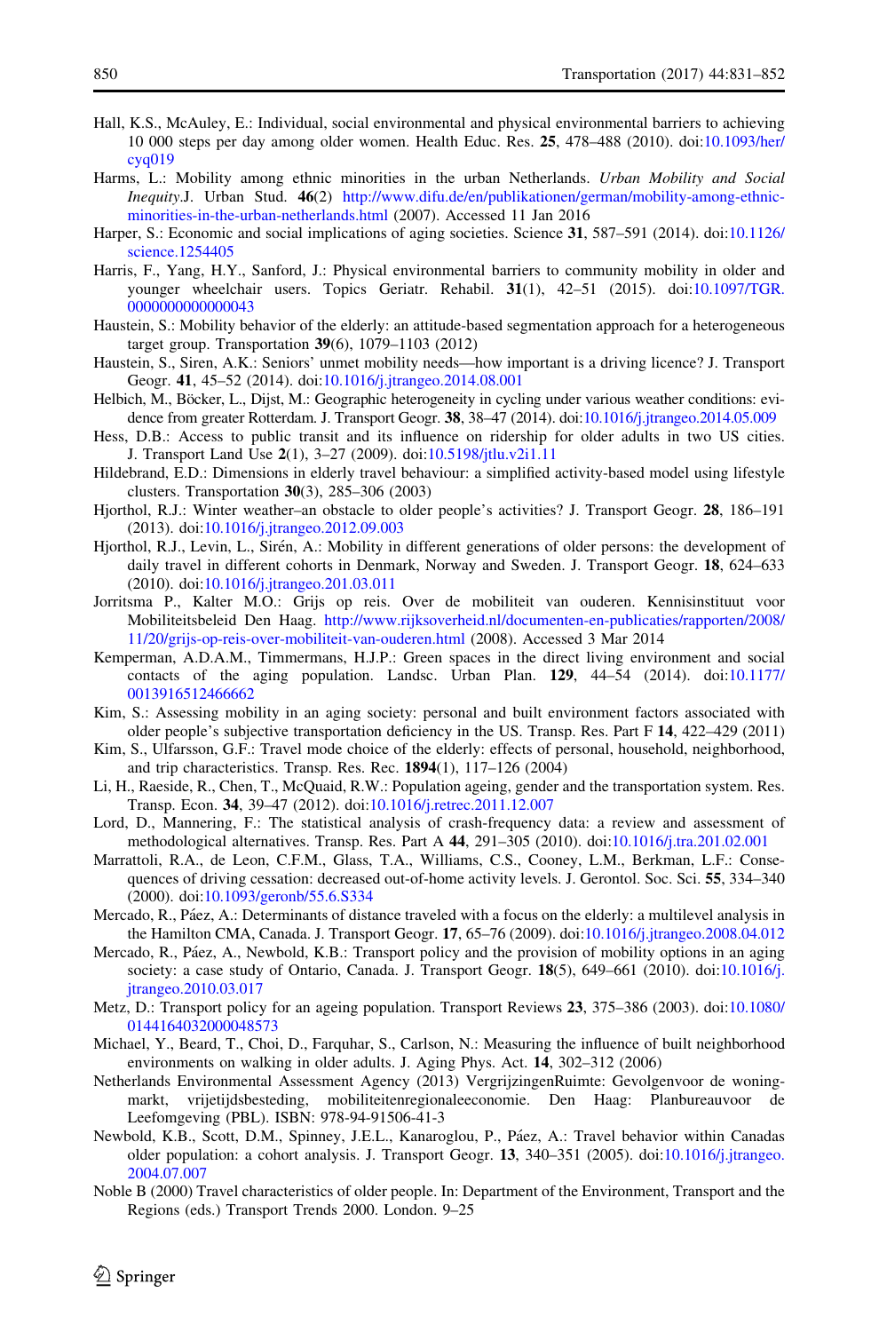Hall, K.S., McAuley, E.: Individual, social environmental and physical environmental barriers to achieving 10 000 steps per day among older women. Health Educ. Res. **25**, 478–488 (2010). doi:10.1093/her/cyq019

Harms, L.: Mobility among ethnic minorities in the urban Netherlands. *Urban Mobility and Social Inequity*.J. Urban Stud. **46**(2) http://www.difu.de/en/publikationen/german/mobility-among-ethnic-minorities-in-the-urban-netherlands.html (2007). Accessed 11 Jan 2016

Harper, S.: Economic and social implications of aging societies. Science **31**, 587–591 (2014). doi:10.1126/science.1254405

Harris, F., Yang, H.Y., Sanford, J.: Physical environmental barriers to community mobility in older and younger wheelchair users. Topics Geriatr. Rehabil. **31**(1), 42–51 (2015). doi:10.1097/TGR.0000000000000043

Haustein, S.: Mobility behavior of the elderly: an attitude-based segmentation approach for a heterogeneous target group. Transportation **39**(6), 1079–1103 (2012)

Haustein, S., Siren, A.K.: Seniors' unmet mobility needs—how important is a driving licence? J. Transport Geogr. **41**, 45–52 (2014). doi:10.1016/j.jtrangeo.2014.08.001

Helbich, M., Böcker, L., Dijst, M.: Geographic heterogeneity in cycling under various weather conditions: evidence from greater Rotterdam. J. Transport Geogr. **38**, 38–47 (2014). doi:10.1016/j.jtrangeo.2014.05.009

Hess, D.B.: Access to public transit and its influence on ridership for older adults in two US cities. J. Transport Land Use **2**(1), 3–27 (2009). doi:10.5198/jtlu.v2i1.11

Hildebrand, E.D.: Dimensions in elderly travel behaviour: a simplified activity-based model using lifestyle clusters. Transportation **30**(3), 285–306 (2003)

Hjorthol, R.J.: Winter weather–an obstacle to older people's activities? J. Transport Geogr. **28**, 186–191 (2013). doi:10.1016/j.jtrangeo.2012.09.003

Hjorthol, R.J., Levin, L., Sirén, A.: Mobility in different generations of older persons: the development of daily travel in different cohorts in Denmark, Norway and Sweden. J. Transport Geogr. **18**, 624–633 (2010). doi:10.1016/j.jtrangeo.201.03.011

Jorritsma P., Kalter M.O.: Grijs op reis. Over de mobiliteit van ouderen. Kennisinstituut voor Mobiliteitsbeleid Den Haag. http://www.rijksoverheid.nl/documenten-en-publicaties/rapporten/2008/11/20/grijs-op-reis-over-mobiliteit-van-ouderen.html (2008). Accessed 3 Mar 2014

Kemperman, A.D.A.M., Timmermans, H.J.P.: Green spaces in the direct living environment and social contacts of the aging population. Landsc. Urban Plan. **129**, 44–54 (2014). doi:10.1177/0013916512466662

Kim, S.: Assessing mobility in an aging society: personal and built environment factors associated with older people's subjective transportation deficiency in the US. Transp. Res. Part F **14**, 422–429 (2011)

Kim, S., Ulfarsson, G.F.: Travel mode choice of the elderly: effects of personal, household, neighborhood, and trip characteristics. Transp. Res. Rec. **1894**(1), 117–126 (2004)

Li, H., Raeside, R., Chen, T., McQuaid, R.W.: Population ageing, gender and the transportation system. Res. Transp. Econ. **34**, 39–47 (2012). doi:10.1016/j.retrec.2011.12.007

Lord, D., Mannering, F.: The statistical analysis of crash-frequency data: a review and assessment of methodological alternatives. Transp. Res. Part A **44**, 291–305 (2010). doi:10.1016/j.tra.201.02.001

Marrattoli, R.A., de Leon, C.F.M., Glass, T.A., Williams, C.S., Cooney, L.M., Berkman, L.F.: Consequences of driving cessation: decreased out-of-home activity levels. J. Gerontol. Soc. Sci. **55**, 334–340 (2000). doi:10.1093/geronb/55.6.S334

Mercado, R., Páez, A.: Determinants of distance traveled with a focus on the elderly: a multilevel analysis in the Hamilton CMA, Canada. J. Transport Geogr. **17**, 65–76 (2009). doi:10.1016/j.jtrangeo.2008.04.012

Mercado, R., Páez, A., Newbold, K.B.: Transport policy and the provision of mobility options in an aging society: a case study of Ontario, Canada. J. Transport Geogr. **18**(5), 649–661 (2010). doi:10.1016/j.jtrangeo.2010.03.017

Metz, D.: Transport policy for an ageing population. Transport Reviews **23**, 375–386 (2003). doi:10.1080/0144164032000048573

Michael, Y., Beard, T., Choi, D., Farquhar, S., Carlson, N.: Measuring the influence of built neighborhood environments on walking in older adults. J. Aging Phys. Act. **14**, 302–312 (2006)

Netherlands Environmental Assessment Agency (2013) VergrijzingenRuimte: Gevolgenvoor de woningmarkt, vrijetijdsbesteding, mobiliteitenregionaleeconomie. Den Haag: Planbureauvoor de Leefomgeving (PBL). ISBN: 978-94-91506-41-3

Newbold, K.B., Scott, D.M., Spinney, J.E.L., Kanaroglou, P., Páez, A.: Travel behavior within Canadas older population: a cohort analysis. J. Transport Geogr. **13**, 340–351 (2005). doi:10.1016/j.jtrangeo.2004.07.007

Noble B (2000) Travel characteristics of older people. In: Department of the Environment, Transport and the Regions (eds.) Transport Trends 2000. London. 9–25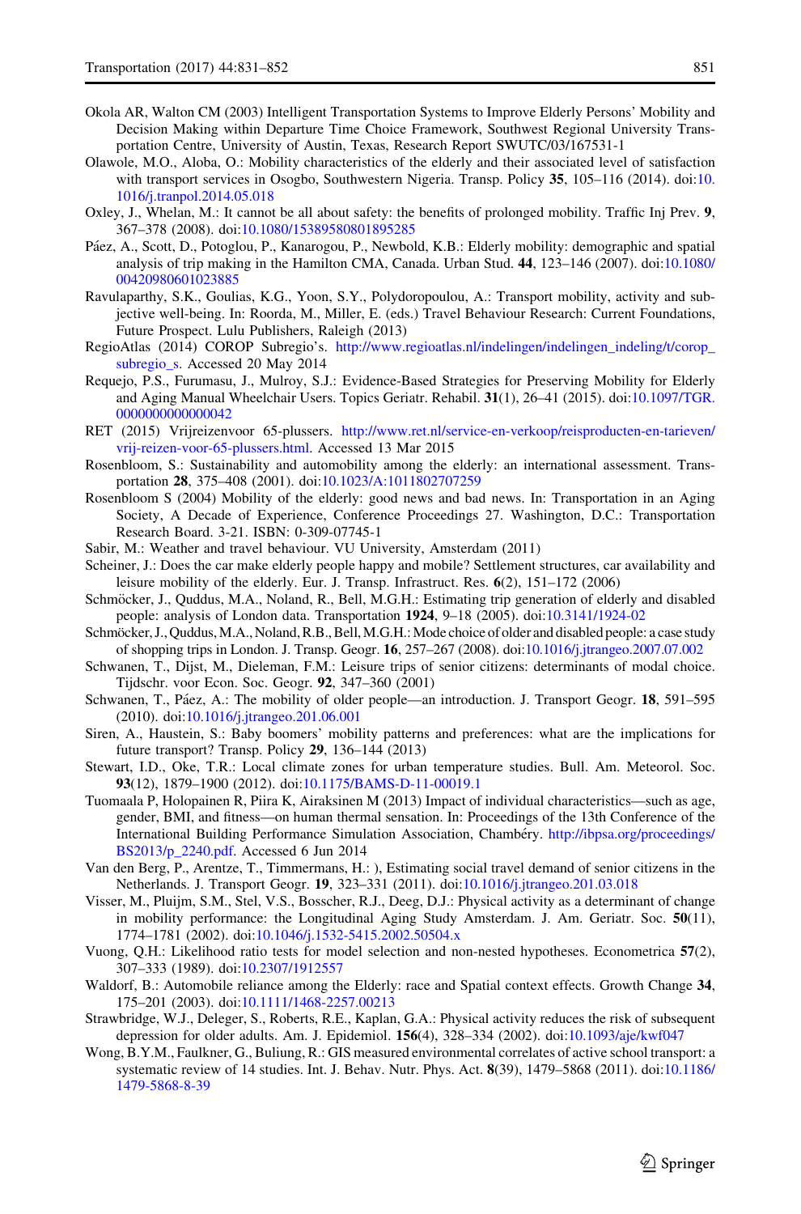Okola AR, Walton CM (2003) Intelligent Transportation Systems to Improve Elderly Persons' Mobility and Decision Making within Departure Time Choice Framework, Southwest Regional University Transportation Centre, University of Austin, Texas, Research Report SWUTC/03/167531-1

Olawole, M.O., Aloba, O.: Mobility characteristics of the elderly and their associated level of satisfaction with transport services in Osogbo, Southwestern Nigeria. Transp. Policy **35**, 105–116 (2014). doi:10.1016/j.tranpol.2014.05.018

Oxley, J., Whelan, M.: It cannot be all about safety: the benefits of prolonged mobility. Traffic Inj Prev. **9**, 367–378 (2008). doi:10.1080/15389580801895285

Páez, A., Scott, D., Potoglou, P., Kanarogou, P., Newbold, K.B.: Elderly mobility: demographic and spatial analysis of trip making in the Hamilton CMA, Canada. Urban Stud. **44**, 123–146 (2007). doi:10.1080/00420980601023885

Ravulaparthy, S.K., Goulias, K.G., Yoon, S.Y., Polydoropoulou, A.: Transport mobility, activity and subjective well-being. In: Roorda, M., Miller, E. (eds.) Travel Behaviour Research: Current Foundations, Future Prospect. Lulu Publishers, Raleigh (2013)

RegioAtlas (2014) COROP Subregio's. http://www.regioatlas.nl/indelingen/indelingen_indeling/t/corop_subregio_s. Accessed 20 May 2014

Requejo, P.S., Furumasu, J., Mulroy, S.J.: Evidence-Based Strategies for Preserving Mobility for Elderly and Aging Manual Wheelchair Users. Topics Geriatr. Rehabil. **31**(1), 26–41 (2015). doi:10.1097/TGR.0000000000000042

RET (2015) Vrijreizenvoor 65-plussers. http://www.ret.nl/service-en-verkoop/reisproducten-en-tarieven/vrij-reizen-voor-65-plussers.html. Accessed 13 Mar 2015

Rosenbloom, S.: Sustainability and automobility among the elderly: an international assessment. Transportation **28**, 375–408 (2001). doi:10.1023/A:1011802707259

Rosenbloom S (2004) Mobility of the elderly: good news and bad news. In: Transportation in an Aging Society, A Decade of Experience, Conference Proceedings 27. Washington, D.C.: Transportation Research Board. 3-21. ISBN: 0-309-07745-1

Sabir, M.: Weather and travel behaviour. VU University, Amsterdam (2011)

Scheiner, J.: Does the car make elderly people happy and mobile? Settlement structures, car availability and leisure mobility of the elderly. Eur. J. Transp. Infrastruct. Res. **6**(2), 151–172 (2006)

Schmöcker, J., Quddus, M.A., Noland, R., Bell, M.G.H.: Estimating trip generation of elderly and disabled people: analysis of London data. Transportation **1924**, 9–18 (2005). doi:10.3141/1924-02

Schmöcker, J., Quddus, M.A., Noland, R.B., Bell, M.G.H.: Mode choice of older and disabled people: a case study of shopping trips in London. J. Transp. Geogr. **16**, 257–267 (2008). doi:10.1016/j.jtrangeo.2007.07.002

Schwanen, T., Dijst, M., Dieleman, F.M.: Leisure trips of senior citizens: determinants of modal choice. Tijdschr. voor Econ. Soc. Geogr. **92**, 347–360 (2001)

Schwanen, T., Páez, A.: The mobility of older people—an introduction. J. Transport Geogr. **18**, 591–595 (2010). doi:10.1016/j.jtrangeo.201.06.001

Siren, A., Haustein, S.: Baby boomers' mobility patterns and preferences: what are the implications for future transport? Transp. Policy **29**, 136–144 (2013)

Stewart, I.D., Oke, T.R.: Local climate zones for urban temperature studies. Bull. Am. Meteorol. Soc. **93**(12), 1879–1900 (2012). doi:10.1175/BAMS-D-11-00019.1

Tuomaala P, Holopainen R, Piira K, Airaksinen M (2013) Impact of individual characteristics—such as age, gender, BMI, and fitness—on human thermal sensation. In: Proceedings of the 13th Conference of the International Building Performance Simulation Association, Chambéry. http://ibpsa.org/proceedings/BS2013/p_2240.pdf. Accessed 6 Jun 2014

Van den Berg, P., Arentze, T., Timmermans, H.: ), Estimating social travel demand of senior citizens in the Netherlands. J. Transport Geogr. **19**, 323–331 (2011). doi:10.1016/j.jtrangeo.201.03.018

Visser, M., Pluijm, S.M., Stel, V.S., Bosscher, R.J., Deeg, D.J.: Physical activity as a determinant of change in mobility performance: the Longitudinal Aging Study Amsterdam. J. Am. Geriatr. Soc. **50**(11), 1774–1781 (2002). doi:10.1046/j.1532-5415.2002.50504.x

Vuong, Q.H.: Likelihood ratio tests for model selection and non-nested hypotheses. Econometrica **57**(2), 307–333 (1989). doi:10.2307/1912557

Waldorf, B.: Automobile reliance among the Elderly: race and Spatial context effects. Growth Change **34**, 175–201 (2003). doi:10.1111/1468-2257.00213

Strawbridge, W.J., Deleger, S., Roberts, R.E., Kaplan, G.A.: Physical activity reduces the risk of subsequent depression for older adults. Am. J. Epidemiol. **156**(4), 328–334 (2002). doi:10.1093/aje/kwf047

Wong, B.Y.M., Faulkner, G., Buliung, R.: GIS measured environmental correlates of active school transport: a systematic review of 14 studies. Int. J. Behav. Nutr. Phys. Act. **8**(39), 1479–5868 (2011). doi:10.1186/1479-5868-8-39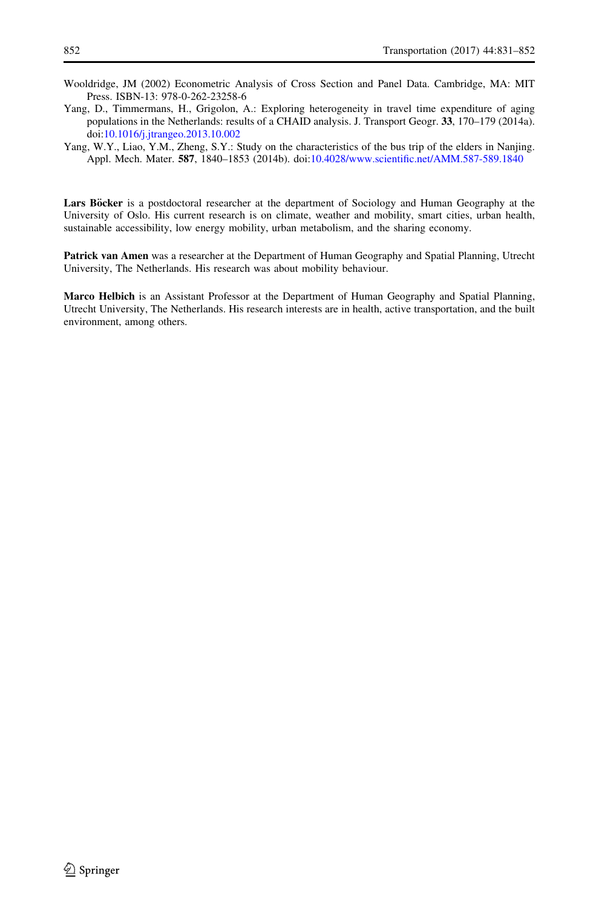Wooldridge, JM (2002) Econometric Analysis of Cross Section and Panel Data. Cambridge, MA: MIT Press. ISBN-13: 978-0-262-23258-6

Yang, D., Timmermans, H., Grigolon, A.: Exploring heterogeneity in travel time expenditure of aging populations in the Netherlands: results of a CHAID analysis. J. Transport Geogr. **33**, 170–179 (2014a). doi:10.1016/j.jtrangeo.2013.10.002

Yang, W.Y., Liao, Y.M., Zheng, S.Y.: Study on the characteristics of the bus trip of the elders in Nanjing. Appl. Mech. Mater. **587**, 1840–1853 (2014b). doi:10.4028/www.scientific.net/AMM.587-589.1840

**Lars Böcker** is a postdoctoral researcher at the department of Sociology and Human Geography at the University of Oslo. His current research is on climate, weather and mobility, smart cities, urban health, sustainable accessibility, low energy mobility, urban metabolism, and the sharing economy.

**Patrick van Amen** was a researcher at the Department of Human Geography and Spatial Planning, Utrecht University, The Netherlands. His research was about mobility behaviour.

**Marco Helbich** is an Assistant Professor at the Department of Human Geography and Spatial Planning, Utrecht University, The Netherlands. His research interests are in health, active transportation, and the built environment, among others.